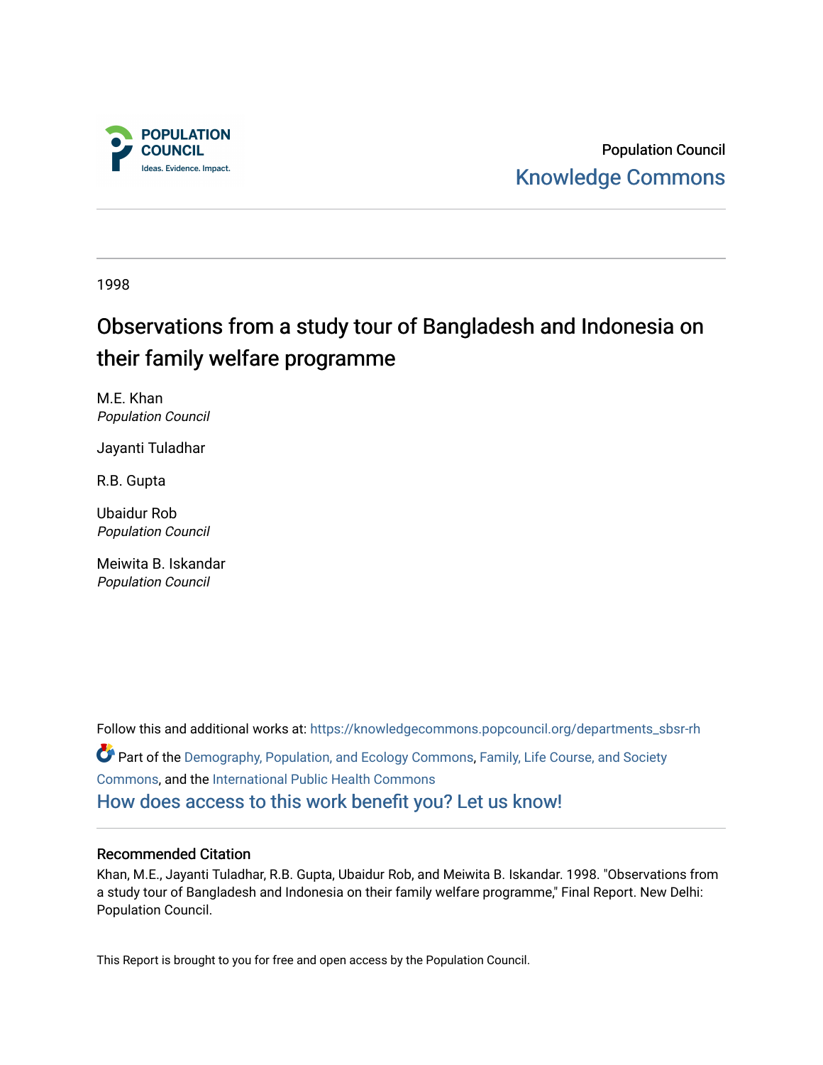POPULATION COUNCIL

Ideas. Evidence. Impact.

Population Council

Knowledge Commons

---

1998

# Observations from a study tour of Bangladesh and Indonesia on their family welfare programme

M.E. Khan
*Population Council*

Jayanti Tuladhar

R.B. Gupta

Ubaidur Rob
*Population Council*

Meiwita B. Iskandar
*Population Council*

Follow this and additional works at: https://knowledgecommons.popcouncil.org/departments_sbsr-rh

Part of the Demography, Population, and Ecology Commons, Family, Life Course, and Society Commons, and the International Public Health Commons

How does access to this work benefit you? Let us know!

---

### Recommended Citation

Khan, M.E., Jayanti Tuladhar, R.B. Gupta, Ubaidur Rob, and Meiwita B. Iskandar. 1998. "Observations from a study tour of Bangladesh and Indonesia on their family welfare programme," Final Report. New Delhi: Population Council.

This Report is brought to you for free and open access by the Population Council.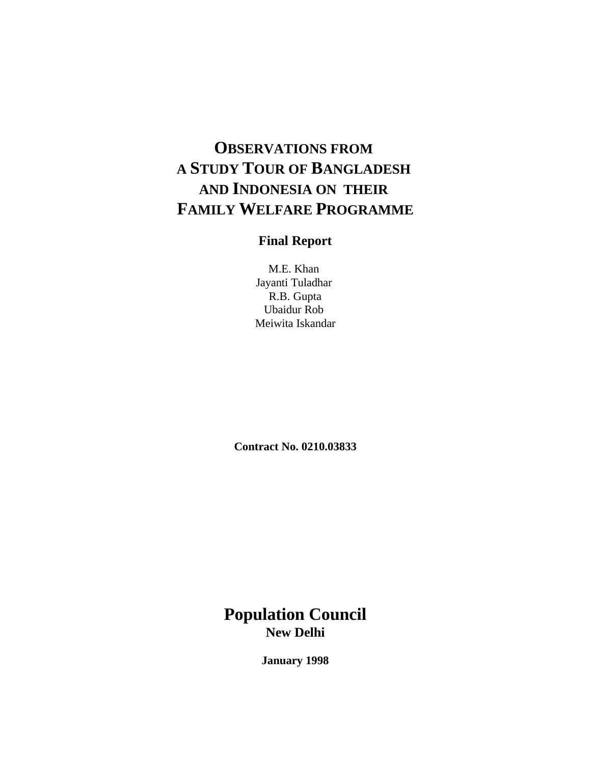# Observations from a Study Tour of Bangladesh and Indonesia on their Family Welfare Programme

**Final Report**

M.E. Khan
Jayanti Tuladhar
R.B. Gupta
Ubaidur Rob
Meiwita Iskandar

**Contract No. 0210.03833**

**Population Council**
**New Delhi**

**January 1998**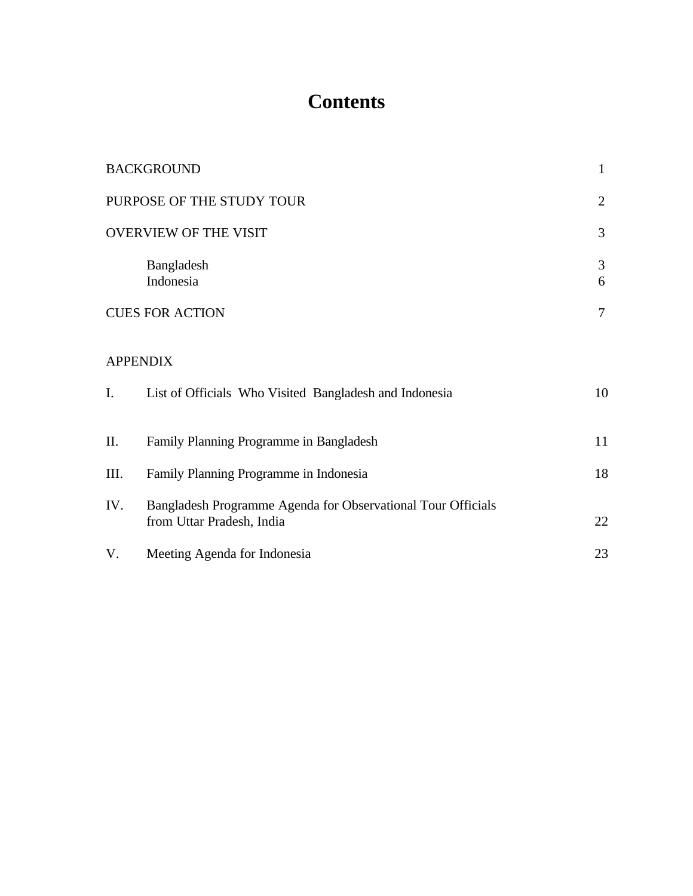# Contents

| | | |
|---|---|---|
| BACKGROUND | | 1 |
| PURPOSE OF THE STUDY TOUR | | 2 |
| OVERVIEW OF THE VISIT | | 3 |
| | Bangladesh | 3 |
| | Indonesia | 6 |
| CUES FOR ACTION | | 7 |

APPENDIX

| | | |
|---|---|---|
| I. | List of Officials Who Visited Bangladesh and Indonesia | 10 |
| II. | Family Planning Programme in Bangladesh | 11 |
| III. | Family Planning Programme in Indonesia | 18 |
| IV. | Bangladesh Programme Agenda for Observational Tour Officials from Uttar Pradesh, India | 22 |
| V. | Meeting Agenda for Indonesia | 23 |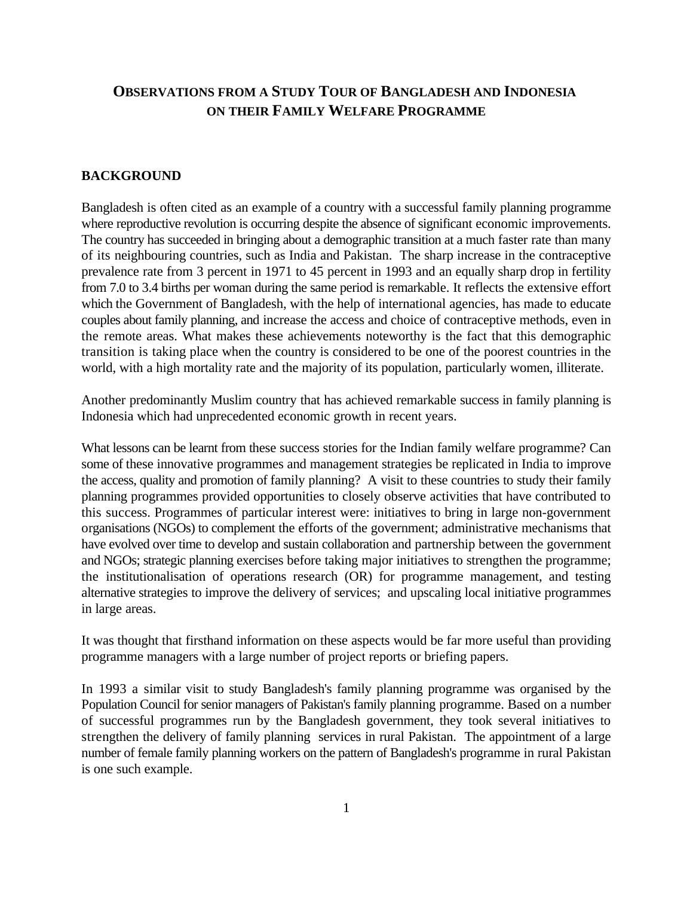# OBSERVATIONS FROM A STUDY TOUR OF BANGLADESH AND INDONESIA ON THEIR FAMILY WELFARE PROGRAMME

## BACKGROUND

Bangladesh is often cited as an example of a country with a successful family planning programme where reproductive revolution is occurring despite the absence of significant economic improvements. The country has succeeded in bringing about a demographic transition at a much faster rate than many of its neighbouring countries, such as India and Pakistan. The sharp increase in the contraceptive prevalence rate from 3 percent in 1971 to 45 percent in 1993 and an equally sharp drop in fertility from 7.0 to 3.4 births per woman during the same period is remarkable. It reflects the extensive effort which the Government of Bangladesh, with the help of international agencies, has made to educate couples about family planning, and increase the access and choice of contraceptive methods, even in the remote areas. What makes these achievements noteworthy is the fact that this demographic transition is taking place when the country is considered to be one of the poorest countries in the world, with a high mortality rate and the majority of its population, particularly women, illiterate.

Another predominantly Muslim country that has achieved remarkable success in family planning is Indonesia which had unprecedented economic growth in recent years.

What lessons can be learnt from these success stories for the Indian family welfare programme? Can some of these innovative programmes and management strategies be replicated in India to improve the access, quality and promotion of family planning? A visit to these countries to study their family planning programmes provided opportunities to closely observe activities that have contributed to this success. Programmes of particular interest were: initiatives to bring in large non-government organisations (NGOs) to complement the efforts of the government; administrative mechanisms that have evolved over time to develop and sustain collaboration and partnership between the government and NGOs; strategic planning exercises before taking major initiatives to strengthen the programme; the institutionalisation of operations research (OR) for programme management, and testing alternative strategies to improve the delivery of services; and upscaling local initiative programmes in large areas.

It was thought that firsthand information on these aspects would be far more useful than providing programme managers with a large number of project reports or briefing papers.

In 1993 a similar visit to study Bangladesh's family planning programme was organised by the Population Council for senior managers of Pakistan's family planning programme. Based on a number of successful programmes run by the Bangladesh government, they took several initiatives to strengthen the delivery of family planning services in rural Pakistan. The appointment of a large number of female family planning workers on the pattern of Bangladesh's programme in rural Pakistan is one such example.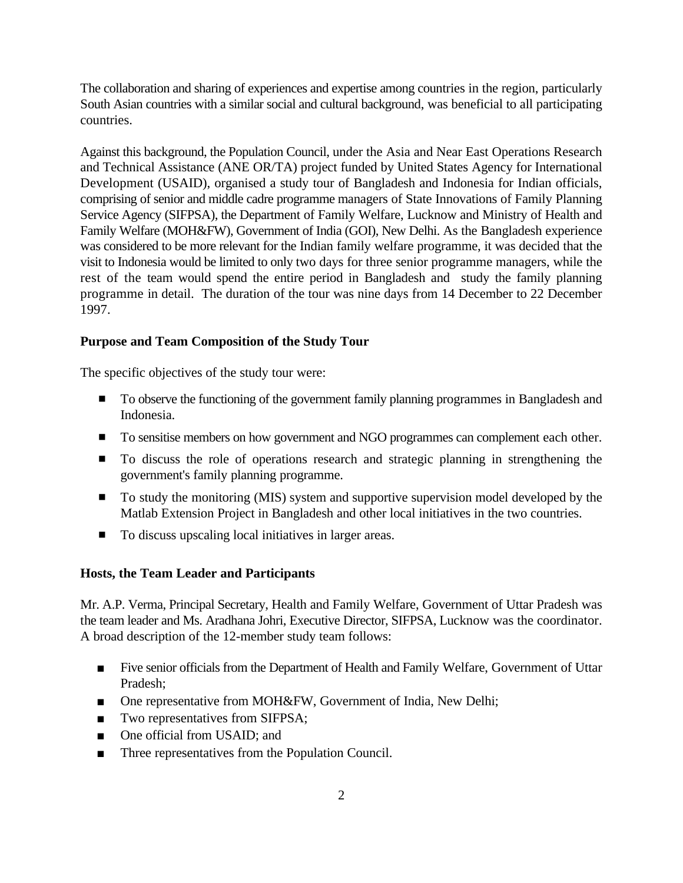The collaboration and sharing of experiences and expertise among countries in the region, particularly South Asian countries with a similar social and cultural background, was beneficial to all participating countries.

Against this background, the Population Council, under the Asia and Near East Operations Research and Technical Assistance (ANE OR/TA) project funded by United States Agency for International Development (USAID), organised a study tour of Bangladesh and Indonesia for Indian officials, comprising of senior and middle cadre programme managers of State Innovations of Family Planning Service Agency (SIFPSA), the Department of Family Welfare, Lucknow and Ministry of Health and Family Welfare (MOH&FW), Government of India (GOI), New Delhi. As the Bangladesh experience was considered to be more relevant for the Indian family welfare programme, it was decided that the visit to Indonesia would be limited to only two days for three senior programme managers, while the rest of the team would spend the entire period in Bangladesh and study the family planning programme in detail. The duration of the tour was nine days from 14 December to 22 December 1997.

**Purpose and Team Composition of the Study Tour**

The specific objectives of the study tour were:

- To observe the functioning of the government family planning programmes in Bangladesh and Indonesia.
- To sensitise members on how government and NGO programmes can complement each other.
- To discuss the role of operations research and strategic planning in strengthening the government's family planning programme.
- To study the monitoring (MIS) system and supportive supervision model developed by the Matlab Extension Project in Bangladesh and other local initiatives in the two countries.
- To discuss upscaling local initiatives in larger areas.

**Hosts, the Team Leader and Participants**

Mr. A.P. Verma, Principal Secretary, Health and Family Welfare, Government of Uttar Pradesh was the team leader and Ms. Aradhana Johri, Executive Director, SIFPSA, Lucknow was the coordinator. A broad description of the 12-member study team follows:

- Five senior officials from the Department of Health and Family Welfare, Government of Uttar Pradesh;
- One representative from MOH&FW, Government of India, New Delhi;
- Two representatives from SIFPSA;
- One official from USAID; and
- Three representatives from the Population Council.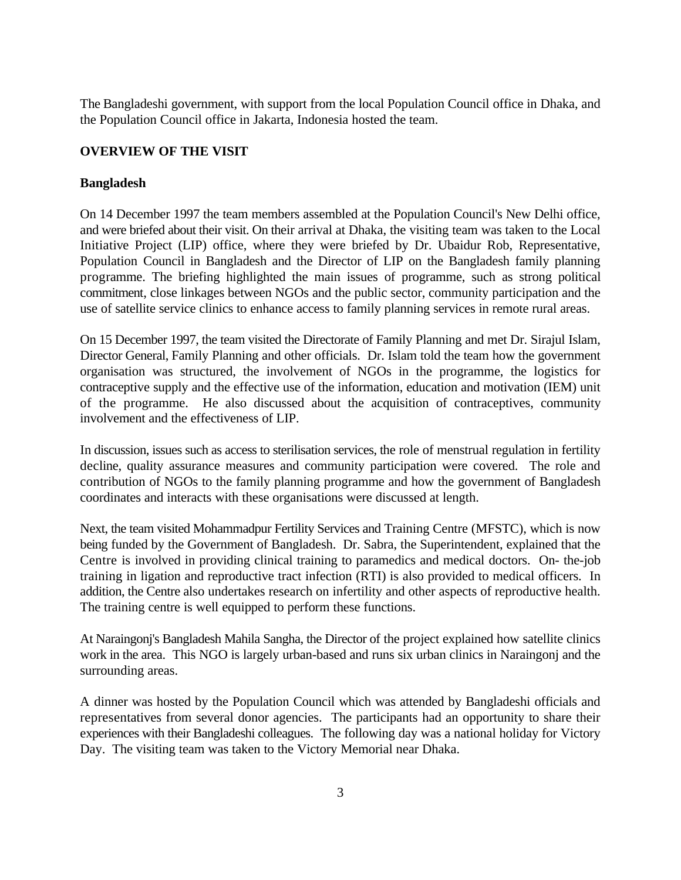The Bangladeshi government, with support from the local Population Council office in Dhaka, and the Population Council office in Jakarta, Indonesia hosted the team.

**OVERVIEW OF THE VISIT**

**Bangladesh**

On 14 December 1997 the team members assembled at the Population Council's New Delhi office, and were briefed about their visit. On their arrival at Dhaka, the visiting team was taken to the Local Initiative Project (LIP) office, where they were briefed by Dr. Ubaidur Rob, Representative, Population Council in Bangladesh and the Director of LIP on the Bangladesh family planning programme. The briefing highlighted the main issues of programme, such as strong political commitment, close linkages between NGOs and the public sector, community participation and the use of satellite service clinics to enhance access to family planning services in remote rural areas.

On 15 December 1997, the team visited the Directorate of Family Planning and met Dr. Sirajul Islam, Director General, Family Planning and other officials. Dr. Islam told the team how the government organisation was structured, the involvement of NGOs in the programme, the logistics for contraceptive supply and the effective use of the information, education and motivation (IEM) unit of the programme. He also discussed about the acquisition of contraceptives, community involvement and the effectiveness of LIP.

In discussion, issues such as access to sterilisation services, the role of menstrual regulation in fertility decline, quality assurance measures and community participation were covered. The role and contribution of NGOs to the family planning programme and how the government of Bangladesh coordinates and interacts with these organisations were discussed at length.

Next, the team visited Mohammadpur Fertility Services and Training Centre (MFSTC), which is now being funded by the Government of Bangladesh. Dr. Sabra, the Superintendent, explained that the Centre is involved in providing clinical training to paramedics and medical doctors. On- the-job training in ligation and reproductive tract infection (RTI) is also provided to medical officers. In addition, the Centre also undertakes research on infertility and other aspects of reproductive health. The training centre is well equipped to perform these functions.

At Naraingonj's Bangladesh Mahila Sangha, the Director of the project explained how satellite clinics work in the area. This NGO is largely urban-based and runs six urban clinics in Naraingonj and the surrounding areas.

A dinner was hosted by the Population Council which was attended by Bangladeshi officials and representatives from several donor agencies. The participants had an opportunity to share their experiences with their Bangladeshi colleagues. The following day was a national holiday for Victory Day. The visiting team was taken to the Victory Memorial near Dhaka.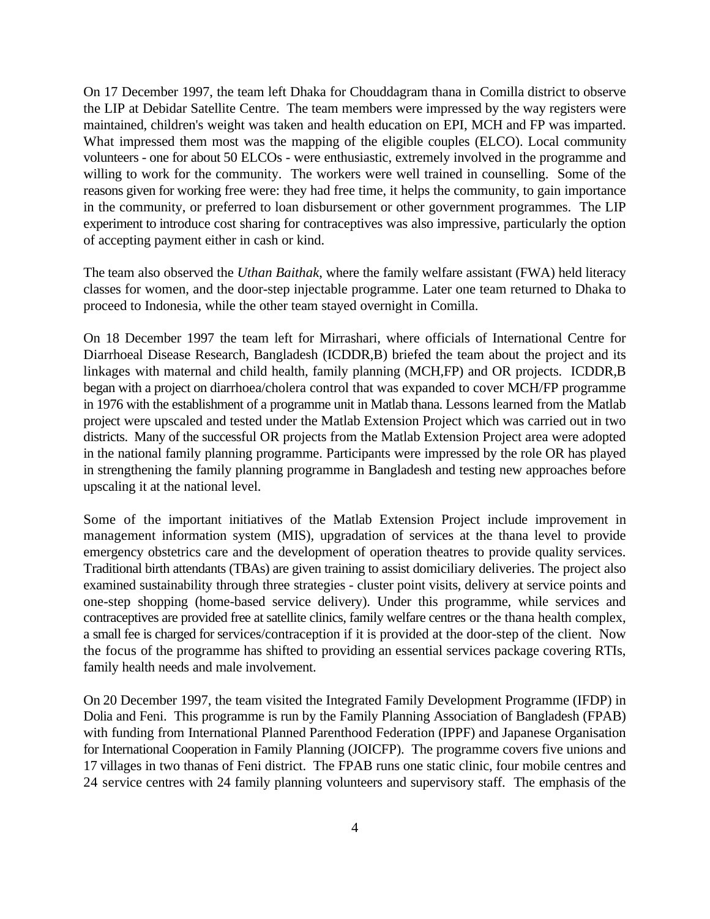On 17 December 1997, the team left Dhaka for Chouddagram thana in Comilla district to observe the LIP at Debidar Satellite Centre. The team members were impressed by the way registers were maintained, children's weight was taken and health education on EPI, MCH and FP was imparted. What impressed them most was the mapping of the eligible couples (ELCO). Local community volunteers - one for about 50 ELCOs - were enthusiastic, extremely involved in the programme and willing to work for the community. The workers were well trained in counselling. Some of the reasons given for working free were: they had free time, it helps the community, to gain importance in the community, or preferred to loan disbursement or other government programmes. The LIP experiment to introduce cost sharing for contraceptives was also impressive, particularly the option of accepting payment either in cash or kind.

The team also observed the *Uthan Baithak*, where the family welfare assistant (FWA) held literacy classes for women, and the door-step injectable programme. Later one team returned to Dhaka to proceed to Indonesia, while the other team stayed overnight in Comilla.

On 18 December 1997 the team left for Mirrashari, where officials of International Centre for Diarrhoeal Disease Research, Bangladesh (ICDDR,B) briefed the team about the project and its linkages with maternal and child health, family planning (MCH,FP) and OR projects. ICDDR,B began with a project on diarrhoea/cholera control that was expanded to cover MCH/FP programme in 1976 with the establishment of a programme unit in Matlab thana. Lessons learned from the Matlab project were upscaled and tested under the Matlab Extension Project which was carried out in two districts. Many of the successful OR projects from the Matlab Extension Project area were adopted in the national family planning programme. Participants were impressed by the role OR has played in strengthening the family planning programme in Bangladesh and testing new approaches before upscaling it at the national level.

Some of the important initiatives of the Matlab Extension Project include improvement in management information system (MIS), upgradation of services at the thana level to provide emergency obstetrics care and the development of operation theatres to provide quality services. Traditional birth attendants (TBAs) are given training to assist domiciliary deliveries. The project also examined sustainability through three strategies - cluster point visits, delivery at service points and one-step shopping (home-based service delivery). Under this programme, while services and contraceptives are provided free at satellite clinics, family welfare centres or the thana health complex, a small fee is charged for services/contraception if it is provided at the door-step of the client. Now the focus of the programme has shifted to providing an essential services package covering RTIs, family health needs and male involvement.

On 20 December 1997, the team visited the Integrated Family Development Programme (IFDP) in Dolia and Feni. This programme is run by the Family Planning Association of Bangladesh (FPAB) with funding from International Planned Parenthood Federation (IPPF) and Japanese Organisation for International Cooperation in Family Planning (JOICFP). The programme covers five unions and 17 villages in two thanas of Feni district. The FPAB runs one static clinic, four mobile centres and 24 service centres with 24 family planning volunteers and supervisory staff. The emphasis of the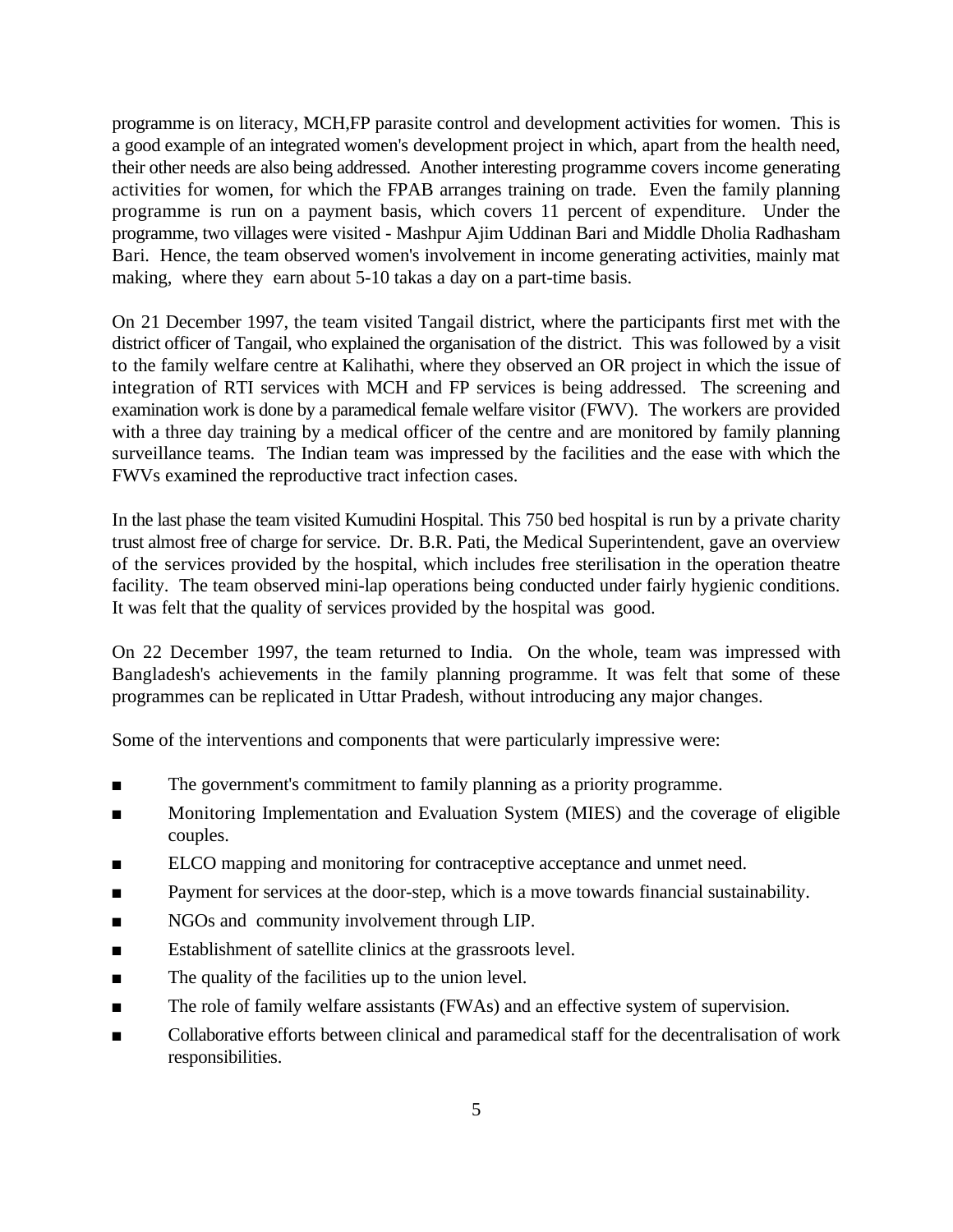programme is on literacy, MCH,FP parasite control and development activities for women. This is a good example of an integrated women's development project in which, apart from the health need, their other needs are also being addressed. Another interesting programme covers income generating activities for women, for which the FPAB arranges training on trade. Even the family planning programme is run on a payment basis, which covers 11 percent of expenditure. Under the programme, two villages were visited - Mashpur Ajim Uddinan Bari and Middle Dholia Radhasham Bari. Hence, the team observed women's involvement in income generating activities, mainly mat making, where they earn about 5-10 takas a day on a part-time basis.

On 21 December 1997, the team visited Tangail district, where the participants first met with the district officer of Tangail, who explained the organisation of the district. This was followed by a visit to the family welfare centre at Kalihathi, where they observed an OR project in which the issue of integration of RTI services with MCH and FP services is being addressed. The screening and examination work is done by a paramedical female welfare visitor (FWV). The workers are provided with a three day training by a medical officer of the centre and are monitored by family planning surveillance teams. The Indian team was impressed by the facilities and the ease with which the FWVs examined the reproductive tract infection cases.

In the last phase the team visited Kumudini Hospital. This 750 bed hospital is run by a private charity trust almost free of charge for service. Dr. B.R. Pati, the Medical Superintendent, gave an overview of the services provided by the hospital, which includes free sterilisation in the operation theatre facility. The team observed mini-lap operations being conducted under fairly hygienic conditions. It was felt that the quality of services provided by the hospital was good.

On 22 December 1997, the team returned to India. On the whole, team was impressed with Bangladesh's achievements in the family planning programme. It was felt that some of these programmes can be replicated in Uttar Pradesh, without introducing any major changes.

Some of the interventions and components that were particularly impressive were:

- The government's commitment to family planning as a priority programme.
- Monitoring Implementation and Evaluation System (MIES) and the coverage of eligible couples.
- ELCO mapping and monitoring for contraceptive acceptance and unmet need.
- Payment for services at the door-step, which is a move towards financial sustainability.
- NGOs and community involvement through LIP.
- Establishment of satellite clinics at the grassroots level.
- The quality of the facilities up to the union level.
- The role of family welfare assistants (FWAs) and an effective system of supervision.
- Collaborative efforts between clinical and paramedical staff for the decentralisation of work responsibilities.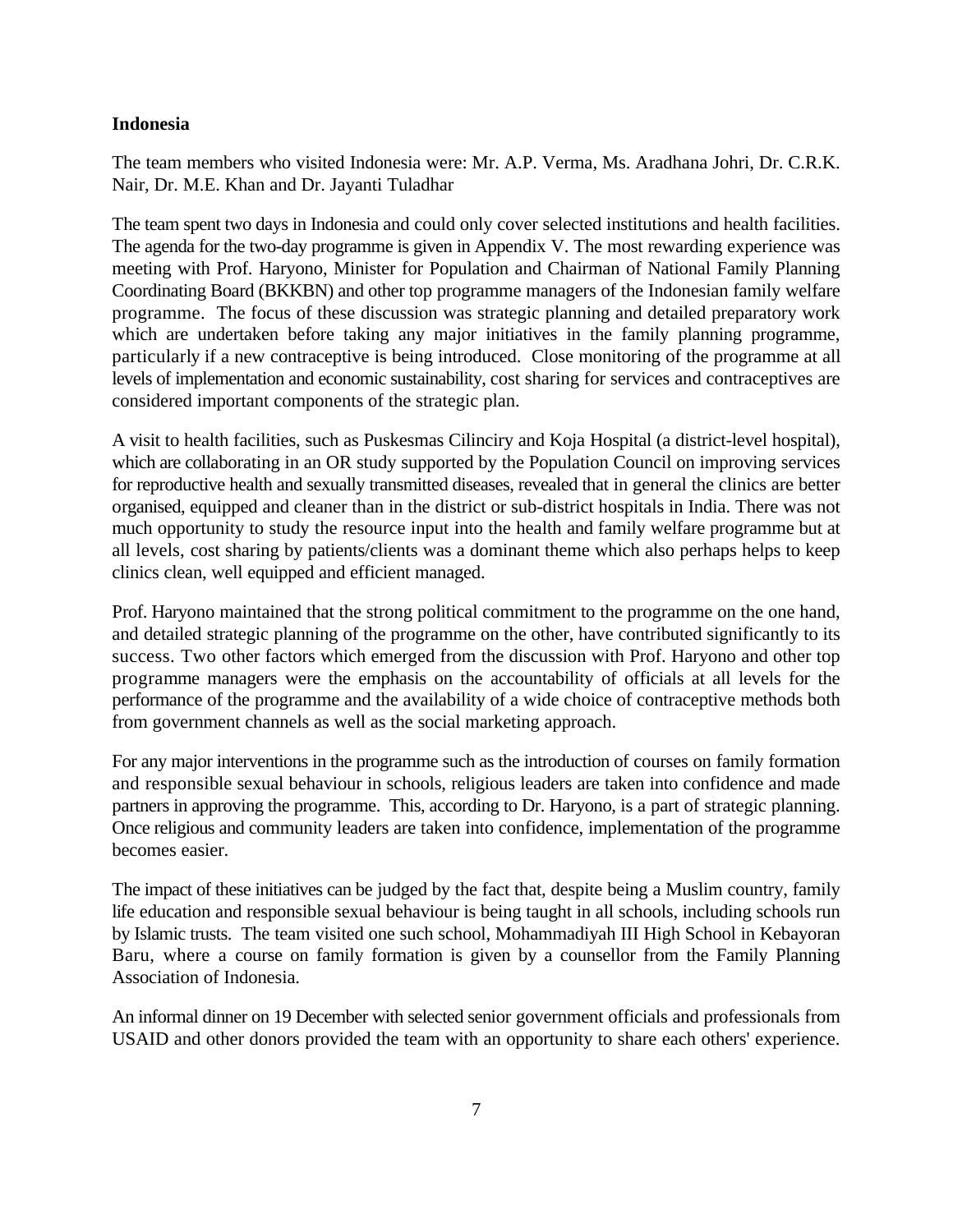**Indonesia**

The team members who visited Indonesia were: Mr. A.P. Verma, Ms. Aradhana Johri, Dr. C.R.K. Nair, Dr. M.E. Khan and Dr. Jayanti Tuladhar

The team spent two days in Indonesia and could only cover selected institutions and health facilities. The agenda for the two-day programme is given in Appendix V. The most rewarding experience was meeting with Prof. Haryono, Minister for Population and Chairman of National Family Planning Coordinating Board (BKKBN) and other top programme managers of the Indonesian family welfare programme. The focus of these discussion was strategic planning and detailed preparatory work which are undertaken before taking any major initiatives in the family planning programme, particularly if a new contraceptive is being introduced. Close monitoring of the programme at all levels of implementation and economic sustainability, cost sharing for services and contraceptives are considered important components of the strategic plan.

A visit to health facilities, such as Puskesmas Cilinciry and Koja Hospital (a district-level hospital), which are collaborating in an OR study supported by the Population Council on improving services for reproductive health and sexually transmitted diseases, revealed that in general the clinics are better organised, equipped and cleaner than in the district or sub-district hospitals in India. There was not much opportunity to study the resource input into the health and family welfare programme but at all levels, cost sharing by patients/clients was a dominant theme which also perhaps helps to keep clinics clean, well equipped and efficient managed.

Prof. Haryono maintained that the strong political commitment to the programme on the one hand, and detailed strategic planning of the programme on the other, have contributed significantly to its success. Two other factors which emerged from the discussion with Prof. Haryono and other top programme managers were the emphasis on the accountability of officials at all levels for the performance of the programme and the availability of a wide choice of contraceptive methods both from government channels as well as the social marketing approach.

For any major interventions in the programme such as the introduction of courses on family formation and responsible sexual behaviour in schools, religious leaders are taken into confidence and made partners in approving the programme. This, according to Dr. Haryono, is a part of strategic planning. Once religious and community leaders are taken into confidence, implementation of the programme becomes easier.

The impact of these initiatives can be judged by the fact that, despite being a Muslim country, family life education and responsible sexual behaviour is being taught in all schools, including schools run by Islamic trusts. The team visited one such school, Mohammadiyah III High School in Kebayoran Baru, where a course on family formation is given by a counsellor from the Family Planning Association of Indonesia.

An informal dinner on 19 December with selected senior government officials and professionals from USAID and other donors provided the team with an opportunity to share each others' experience.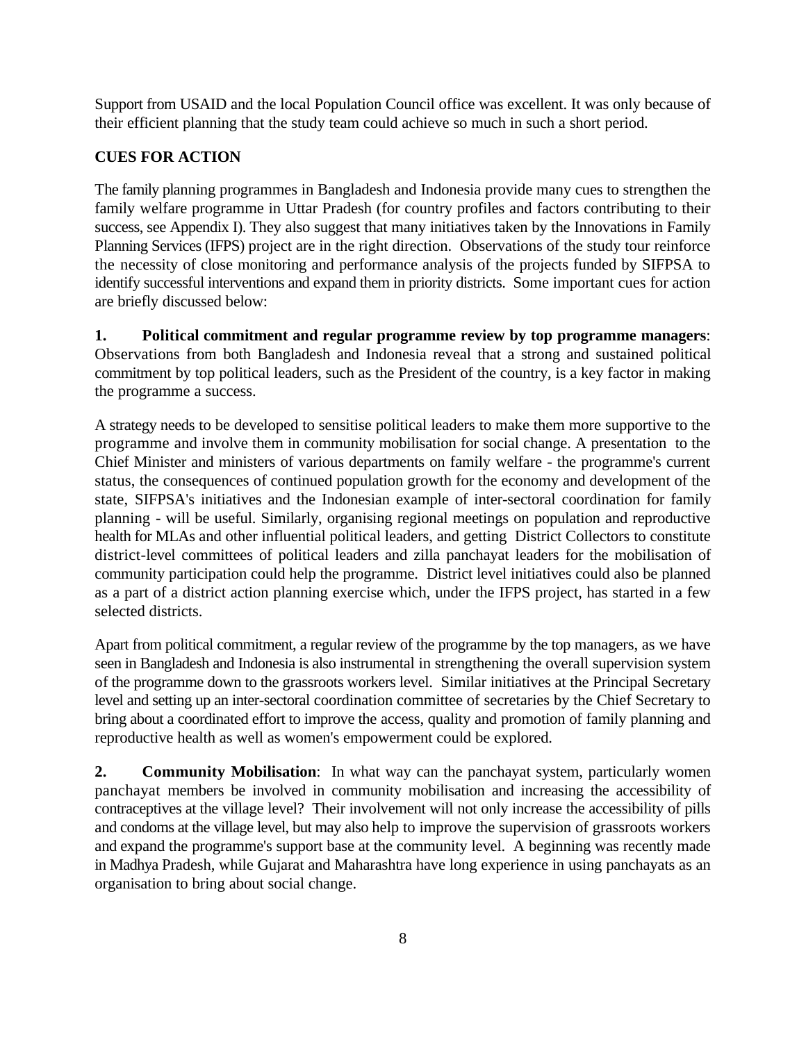Support from USAID and the local Population Council office was excellent. It was only because of their efficient planning that the study team could achieve so much in such a short period.

## CUES FOR ACTION

The family planning programmes in Bangladesh and Indonesia provide many cues to strengthen the family welfare programme in Uttar Pradesh (for country profiles and factors contributing to their success, see Appendix I). They also suggest that many initiatives taken by the Innovations in Family Planning Services (IFPS) project are in the right direction. Observations of the study tour reinforce the necessity of close monitoring and performance analysis of the projects funded by SIFPSA to identify successful interventions and expand them in priority districts. Some important cues for action are briefly discussed below:

**1. Political commitment and regular programme review by top programme managers**: Observations from both Bangladesh and Indonesia reveal that a strong and sustained political commitment by top political leaders, such as the President of the country, is a key factor in making the programme a success.

A strategy needs to be developed to sensitise political leaders to make them more supportive to the programme and involve them in community mobilisation for social change. A presentation to the Chief Minister and ministers of various departments on family welfare - the programme's current status, the consequences of continued population growth for the economy and development of the state, SIFPSA's initiatives and the Indonesian example of inter-sectoral coordination for family planning - will be useful. Similarly, organising regional meetings on population and reproductive health for MLAs and other influential political leaders, and getting District Collectors to constitute district-level committees of political leaders and zilla panchayat leaders for the mobilisation of community participation could help the programme. District level initiatives could also be planned as a part of a district action planning exercise which, under the IFPS project, has started in a few selected districts.

Apart from political commitment, a regular review of the programme by the top managers, as we have seen in Bangladesh and Indonesia is also instrumental in strengthening the overall supervision system of the programme down to the grassroots workers level. Similar initiatives at the Principal Secretary level and setting up an inter-sectoral coordination committee of secretaries by the Chief Secretary to bring about a coordinated effort to improve the access, quality and promotion of family planning and reproductive health as well as women's empowerment could be explored.

**2. Community Mobilisation**: In what way can the panchayat system, particularly women panchayat members be involved in community mobilisation and increasing the accessibility of contraceptives at the village level? Their involvement will not only increase the accessibility of pills and condoms at the village level, but may also help to improve the supervision of grassroots workers and expand the programme's support base at the community level. A beginning was recently made in Madhya Pradesh, while Gujarat and Maharashtra have long experience in using panchayats as an organisation to bring about social change.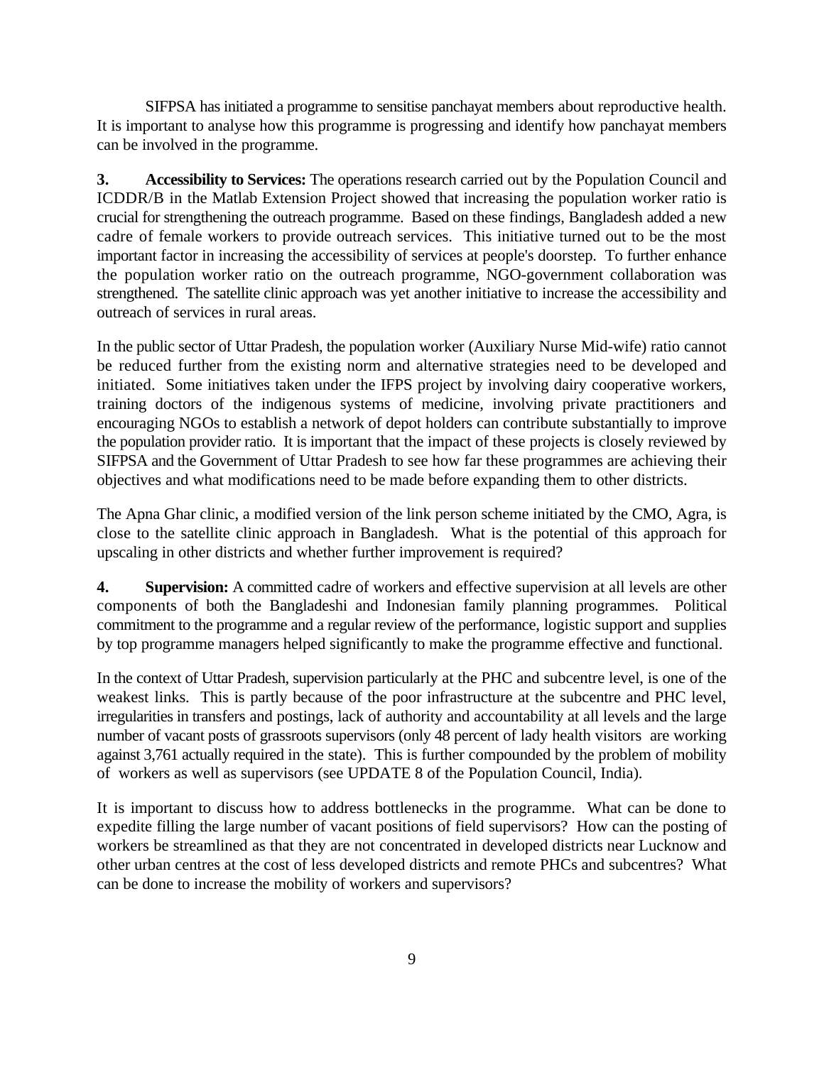SIFPSA has initiated a programme to sensitise panchayat members about reproductive health. It is important to analyse how this programme is progressing and identify how panchayat members can be involved in the programme.

**3. Accessibility to Services:** The operations research carried out by the Population Council and ICDDR/B in the Matlab Extension Project showed that increasing the population worker ratio is crucial for strengthening the outreach programme. Based on these findings, Bangladesh added a new cadre of female workers to provide outreach services. This initiative turned out to be the most important factor in increasing the accessibility of services at people's doorstep. To further enhance the population worker ratio on the outreach programme, NGO-government collaboration was strengthened. The satellite clinic approach was yet another initiative to increase the accessibility and outreach of services in rural areas.

In the public sector of Uttar Pradesh, the population worker (Auxiliary Nurse Mid-wife) ratio cannot be reduced further from the existing norm and alternative strategies need to be developed and initiated. Some initiatives taken under the IFPS project by involving dairy cooperative workers, training doctors of the indigenous systems of medicine, involving private practitioners and encouraging NGOs to establish a network of depot holders can contribute substantially to improve the population provider ratio. It is important that the impact of these projects is closely reviewed by SIFPSA and the Government of Uttar Pradesh to see how far these programmes are achieving their objectives and what modifications need to be made before expanding them to other districts.

The Apna Ghar clinic, a modified version of the link person scheme initiated by the CMO, Agra, is close to the satellite clinic approach in Bangladesh. What is the potential of this approach for upscaling in other districts and whether further improvement is required?

**4. Supervision:** A committed cadre of workers and effective supervision at all levels are other components of both the Bangladeshi and Indonesian family planning programmes. Political commitment to the programme and a regular review of the performance, logistic support and supplies by top programme managers helped significantly to make the programme effective and functional.

In the context of Uttar Pradesh, supervision particularly at the PHC and subcentre level, is one of the weakest links. This is partly because of the poor infrastructure at the subcentre and PHC level, irregularities in transfers and postings, lack of authority and accountability at all levels and the large number of vacant posts of grassroots supervisors (only 48 percent of lady health visitors are working against 3,761 actually required in the state). This is further compounded by the problem of mobility of workers as well as supervisors (see UPDATE 8 of the Population Council, India).

It is important to discuss how to address bottlenecks in the programme. What can be done to expedite filling the large number of vacant positions of field supervisors? How can the posting of workers be streamlined as that they are not concentrated in developed districts near Lucknow and other urban centres at the cost of less developed districts and remote PHCs and subcentres? What can be done to increase the mobility of workers and supervisors?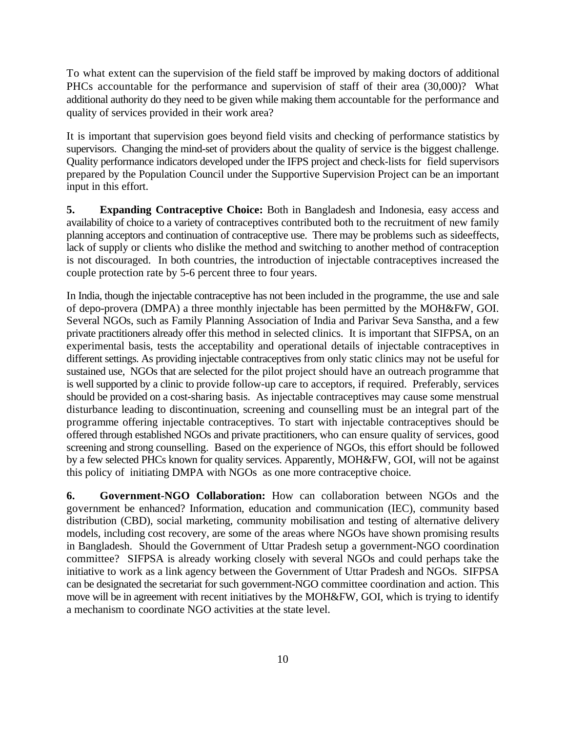To what extent can the supervision of the field staff be improved by making doctors of additional PHCs accountable for the performance and supervision of staff of their area (30,000)? What additional authority do they need to be given while making them accountable for the performance and quality of services provided in their work area?

It is important that supervision goes beyond field visits and checking of performance statistics by supervisors. Changing the mind-set of providers about the quality of service is the biggest challenge. Quality performance indicators developed under the IFPS project and check-lists for field supervisors prepared by the Population Council under the Supportive Supervision Project can be an important input in this effort.

**5. Expanding Contraceptive Choice:** Both in Bangladesh and Indonesia, easy access and availability of choice to a variety of contraceptives contributed both to the recruitment of new family planning acceptors and continuation of contraceptive use. There may be problems such as sideeffects, lack of supply or clients who dislike the method and switching to another method of contraception is not discouraged. In both countries, the introduction of injectable contraceptives increased the couple protection rate by 5-6 percent three to four years.

In India, though the injectable contraceptive has not been included in the programme, the use and sale of depo-provera (DMPA) a three monthly injectable has been permitted by the MOH&FW, GOI. Several NGOs, such as Family Planning Association of India and Parivar Seva Sanstha, and a few private practitioners already offer this method in selected clinics. It is important that SIFPSA, on an experimental basis, tests the acceptability and operational details of injectable contraceptives in different settings. As providing injectable contraceptives from only static clinics may not be useful for sustained use, NGOs that are selected for the pilot project should have an outreach programme that is well supported by a clinic to provide follow-up care to acceptors, if required. Preferably, services should be provided on a cost-sharing basis. As injectable contraceptives may cause some menstrual disturbance leading to discontinuation, screening and counselling must be an integral part of the programme offering injectable contraceptives. To start with injectable contraceptives should be offered through established NGOs and private practitioners, who can ensure quality of services, good screening and strong counselling. Based on the experience of NGOs, this effort should be followed by a few selected PHCs known for quality services. Apparently, MOH&FW, GOI, will not be against this policy of initiating DMPA with NGOs as one more contraceptive choice.

**6. Government-NGO Collaboration:** How can collaboration between NGOs and the government be enhanced? Information, education and communication (IEC), community based distribution (CBD), social marketing, community mobilisation and testing of alternative delivery models, including cost recovery, are some of the areas where NGOs have shown promising results in Bangladesh. Should the Government of Uttar Pradesh setup a government-NGO coordination committee? SIFPSA is already working closely with several NGOs and could perhaps take the initiative to work as a link agency between the Government of Uttar Pradesh and NGOs. SIFPSA can be designated the secretariat for such government-NGO committee coordination and action. This move will be in agreement with recent initiatives by the MOH&FW, GOI, which is trying to identify a mechanism to coordinate NGO activities at the state level.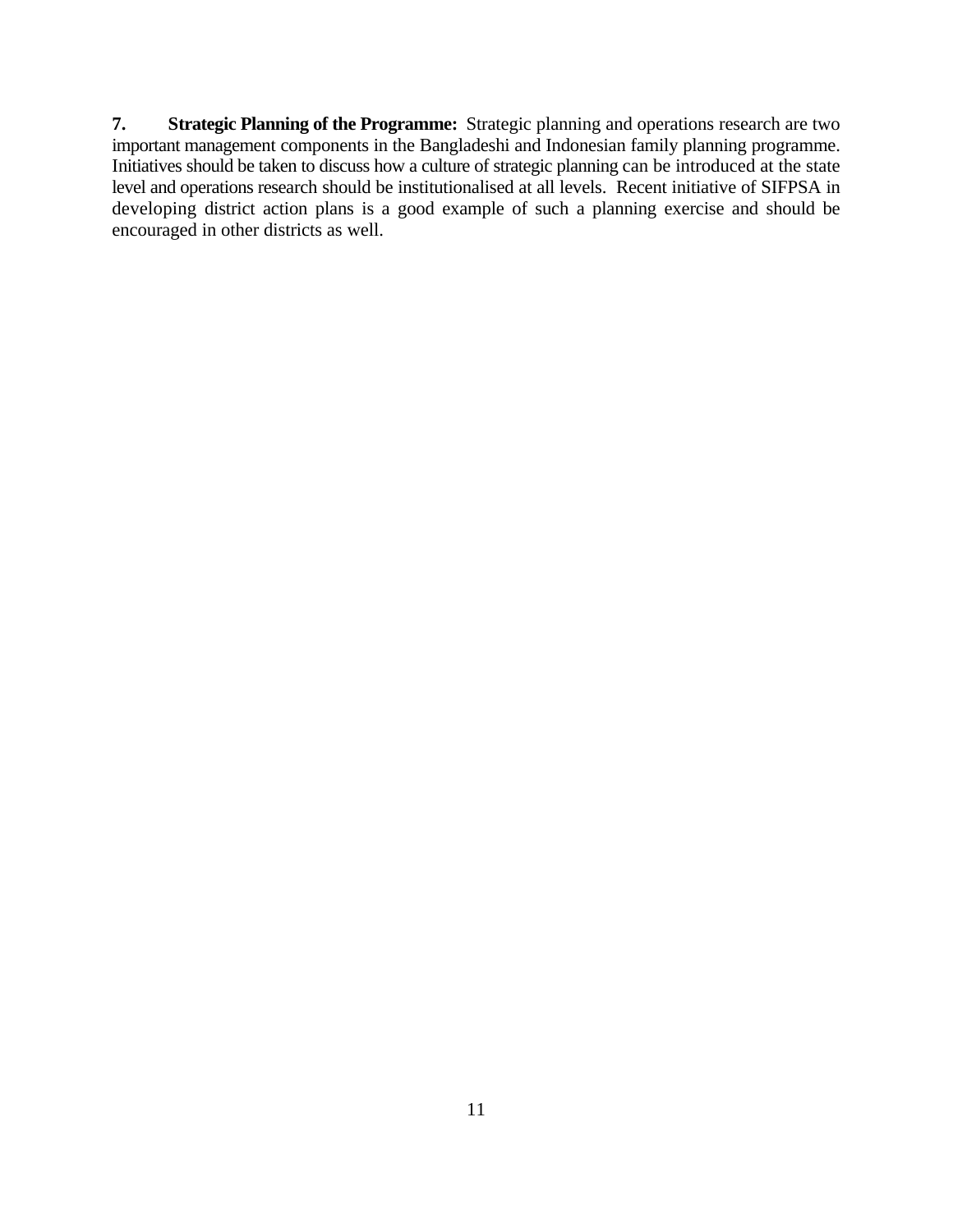**7. Strategic Planning of the Programme:** Strategic planning and operations research are two important management components in the Bangladeshi and Indonesian family planning programme. Initiatives should be taken to discuss how a culture of strategic planning can be introduced at the state level and operations research should be institutionalised at all levels. Recent initiative of SIFPSA in developing district action plans is a good example of such a planning exercise and should be encouraged in other districts as well.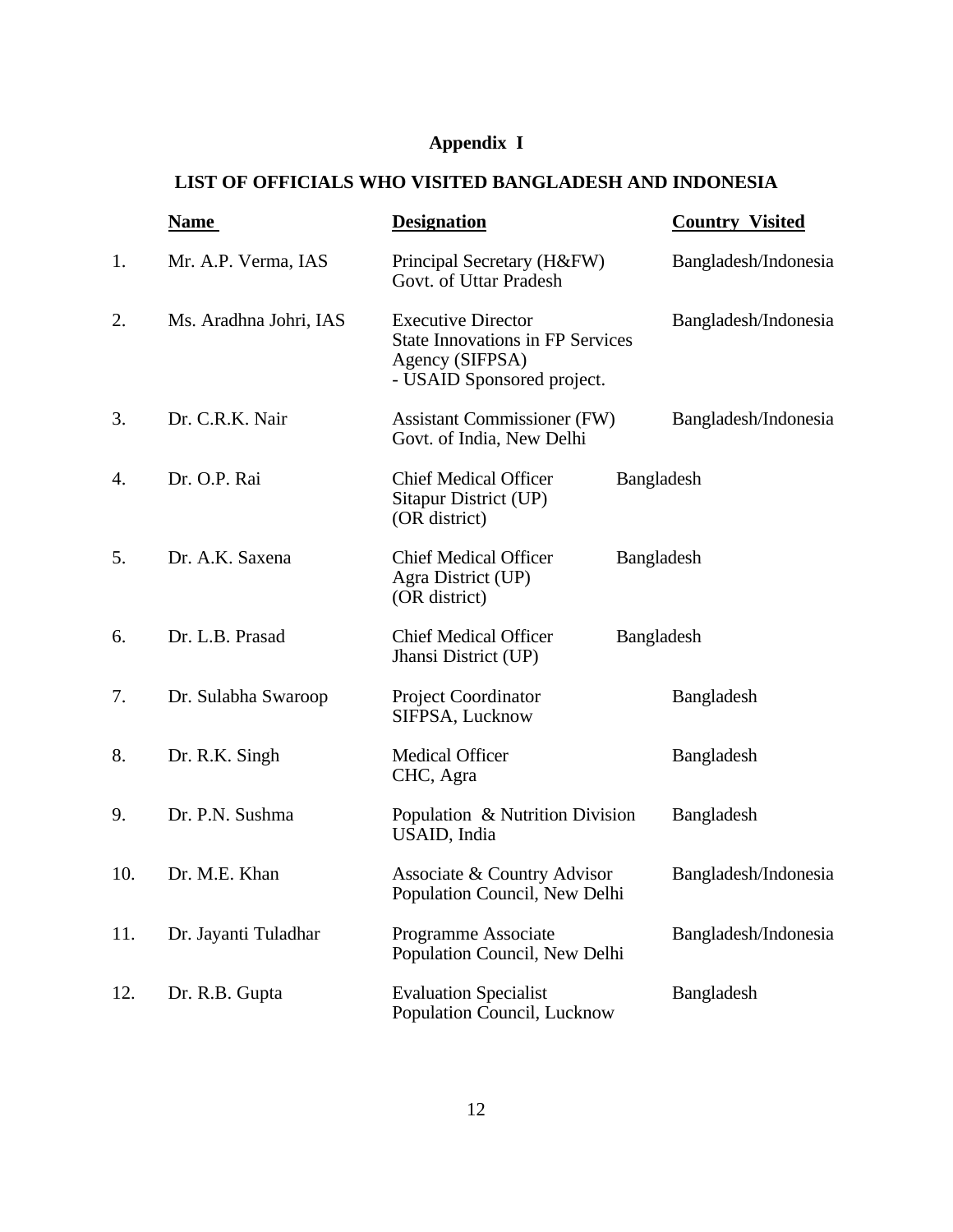# Appendix I

## LIST OF OFFICIALS WHO VISITED BANGLADESH AND INDONESIA

| | Name | Designation | Country Visited |
|---|---|---|---|
| 1. | Mr. A.P. Verma, IAS | Principal Secretary (H&FW)<br>Govt. of Uttar Pradesh | Bangladesh/Indonesia |
| 2. | Ms. Aradhna Johri, IAS | Executive Director<br>State Innovations in FP Services Agency (SIFPSA)<br>- USAID Sponsored project. | Bangladesh/Indonesia |
| 3. | Dr. C.R.K. Nair | Assistant Commissioner (FW)<br>Govt. of India, New Delhi | Bangladesh/Indonesia |
| 4. | Dr. O.P. Rai | Chief Medical Officer<br>Sitapur District (UP)<br>(OR district) | Bangladesh |
| 5. | Dr. A.K. Saxena | Chief Medical Officer<br>Agra District (UP)<br>(OR district) | Bangladesh |
| 6. | Dr. L.B. Prasad | Chief Medical Officer<br>Jhansi District (UP) | Bangladesh |
| 7. | Dr. Sulabha Swaroop | Project Coordinator<br>SIFPSA, Lucknow | Bangladesh |
| 8. | Dr. R.K. Singh | Medical Officer<br>CHC, Agra | Bangladesh |
| 9. | Dr. P.N. Sushma | Population & Nutrition Division<br>USAID, India | Bangladesh |
| 10. | Dr. M.E. Khan | Associate & Country Advisor<br>Population Council, New Delhi | Bangladesh/Indonesia |
| 11. | Dr. Jayanti Tuladhar | Programme Associate<br>Population Council, New Delhi | Bangladesh/Indonesia |
| 12. | Dr. R.B. Gupta | Evaluation Specialist<br>Population Council, Lucknow | Bangladesh |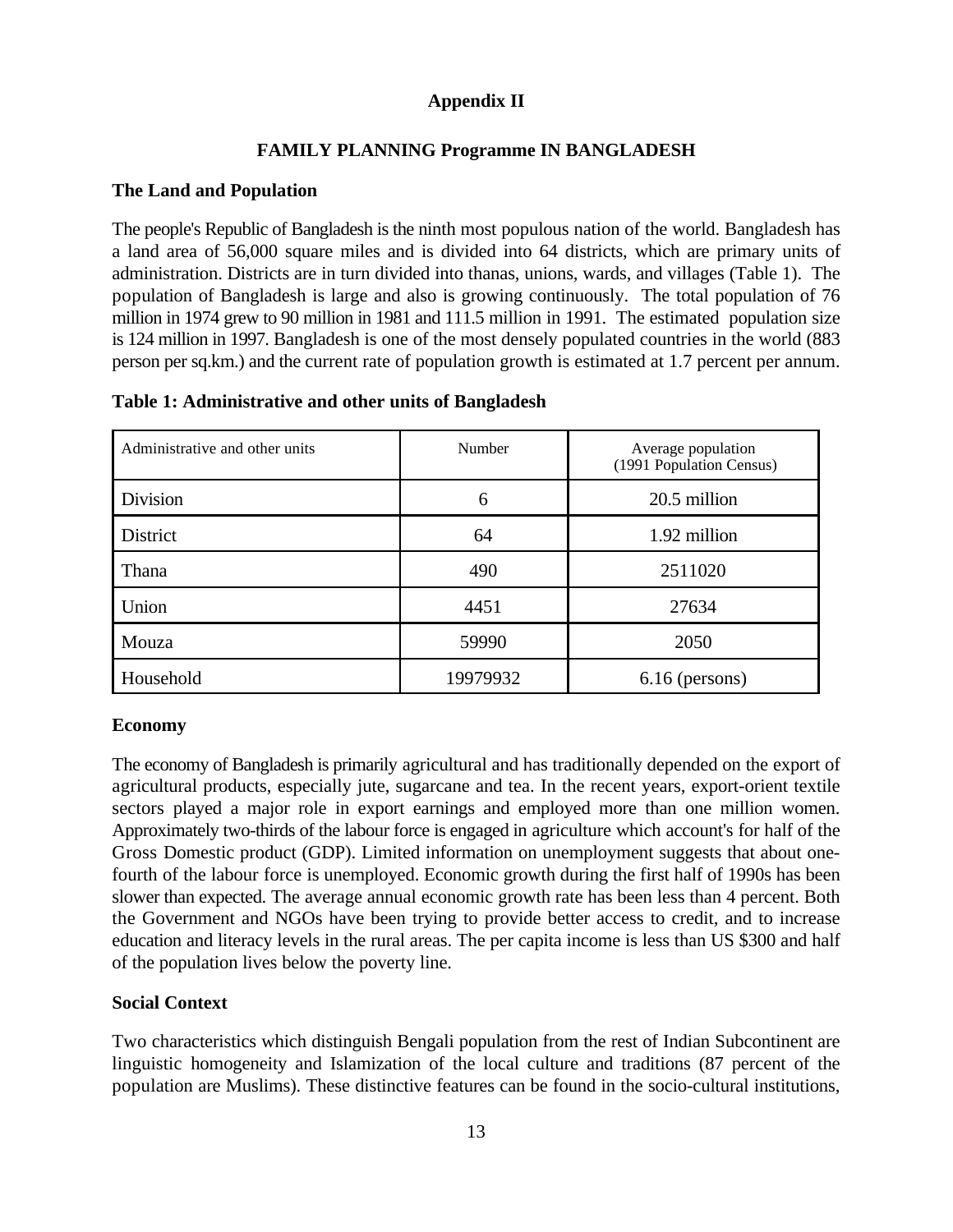## Appendix II

## FAMILY PLANNING Programme IN BANGLADESH

### The Land and Population

The people's Republic of Bangladesh is the ninth most populous nation of the world. Bangladesh has a land area of 56,000 square miles and is divided into 64 districts, which are primary units of administration. Districts are in turn divided into thanas, unions, wards, and villages (Table 1). The population of Bangladesh is large and also is growing continuously. The total population of 76 million in 1974 grew to 90 million in 1981 and 111.5 million in 1991. The estimated population size is 124 million in 1997. Bangladesh is one of the most densely populated countries in the world (883 person per sq.km.) and the current rate of population growth is estimated at 1.7 percent per annum.

**Table 1: Administrative and other units of Bangladesh**

| Administrative and other units | Number | Average population (1991 Population Census) |
|---|---|---|
| Division | 6 | 20.5 million |
| District | 64 | 1.92 million |
| Thana | 490 | 2511020 |
| Union | 4451 | 27634 |
| Mouza | 59990 | 2050 |
| Household | 19979932 | 6.16 (persons) |

### Economy

The economy of Bangladesh is primarily agricultural and has traditionally depended on the export of agricultural products, especially jute, sugarcane and tea. In the recent years, export-orient textile sectors played a major role in export earnings and employed more than one million women. Approximately two-thirds of the labour force is engaged in agriculture which account's for half of the Gross Domestic product (GDP). Limited information on unemployment suggests that about one-fourth of the labour force is unemployed. Economic growth during the first half of 1990s has been slower than expected. The average annual economic growth rate has been less than 4 percent. Both the Government and NGOs have been trying to provide better access to credit, and to increase education and literacy levels in the rural areas. The per capita income is less than US $300 and half of the population lives below the poverty line.

### Social Context

Two characteristics which distinguish Bengali population from the rest of Indian Subcontinent are linguistic homogeneity and Islamization of the local culture and traditions (87 percent of the population are Muslims). These distinctive features can be found in the socio-cultural institutions,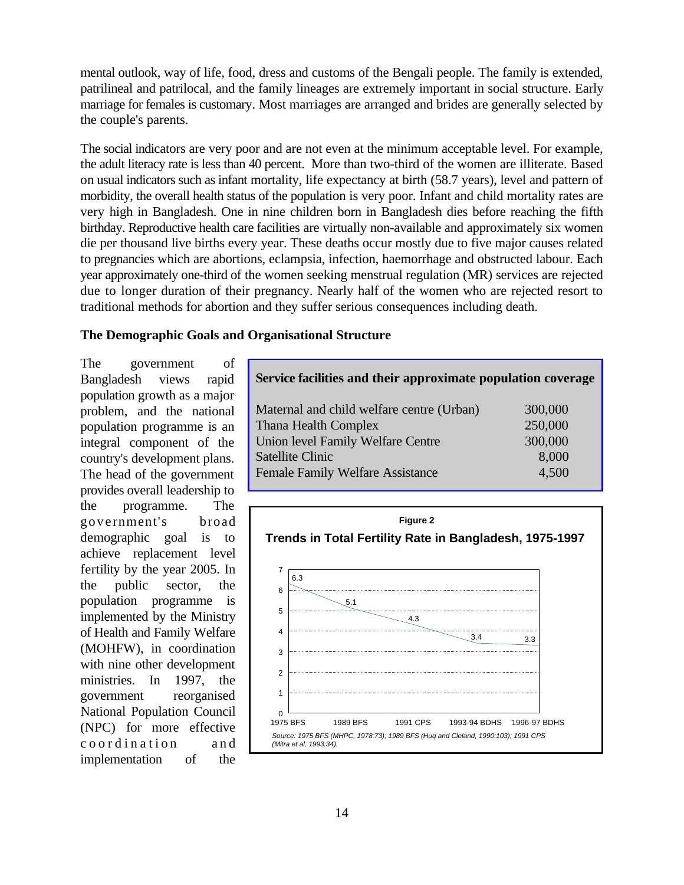mental outlook, way of life, food, dress and customs of the Bengali people. The family is extended, patrilineal and patrilocal, and the family lineages are extremely important in social structure. Early marriage for females is customary. Most marriages are arranged and brides are generally selected by the couple's parents.

The social indicators are very poor and are not even at the minimum acceptable level. For example, the adult literacy rate is less than 40 percent. More than two-third of the women are illiterate. Based on usual indicators such as infant mortality, life expectancy at birth (58.7 years), level and pattern of morbidity, the overall health status of the population is very poor. Infant and child mortality rates are very high in Bangladesh. One in nine children born in Bangladesh dies before reaching the fifth birthday. Reproductive health care facilities are virtually non-available and approximately six women die per thousand live births every year. These deaths occur mostly due to five major causes related to pregnancies which are abortions, eclampsia, infection, haemorrhage and obstructed labour. Each year approximately one-third of the women seeking menstrual regulation (MR) services are rejected due to longer duration of their pregnancy. Nearly half of the women who are rejected resort to traditional methods for abortion and they suffer serious consequences including death.

**The Demographic Goals and Organisational Structure**

The government of Bangladesh views rapid population growth as a major problem, and the national population programme is an integral component of the country's development plans. The head of the government provides overall leadership to the programme. The government's broad demographic goal is to achieve replacement level fertility by the year 2005. In the public sector, the population programme is implemented by the Ministry of Health and Family Welfare (MOHFW), in coordination with nine other development ministries. In 1997, the government reorganised National Population Council (NPC) for more effective coordination and implementation of the

**Service facilities and their approximate population coverage**

| Facility | Population coverage |
|---|---|
| Maternal and child welfare centre (Urban) | 300,000 |
| Thana Health Complex | 250,000 |
| Union level Family Welfare Centre | 300,000 |
| Satellite Clinic | 8,000 |
| Female Family Welfare Assistance | 4,500 |

**Figure 2**

**Trends in Total Fertility Rate in Bangladesh, 1975-1997**

| Survey | Total Fertility Rate |
|---|---|
| 1975 BFS | 6.3 |
| 1989 BFS | 5.1 |
| 1991 CPS | 4.3 |
| 1993-94 BDHS | 3.4 |
| 1996-97 BDHS | 3.3 |

*Source: 1975 BFS (MHPC, 1978:73); 1989 BFS (Huq and Cleland, 1990:103); 1991 CPS (Mitra et al, 1993:34).*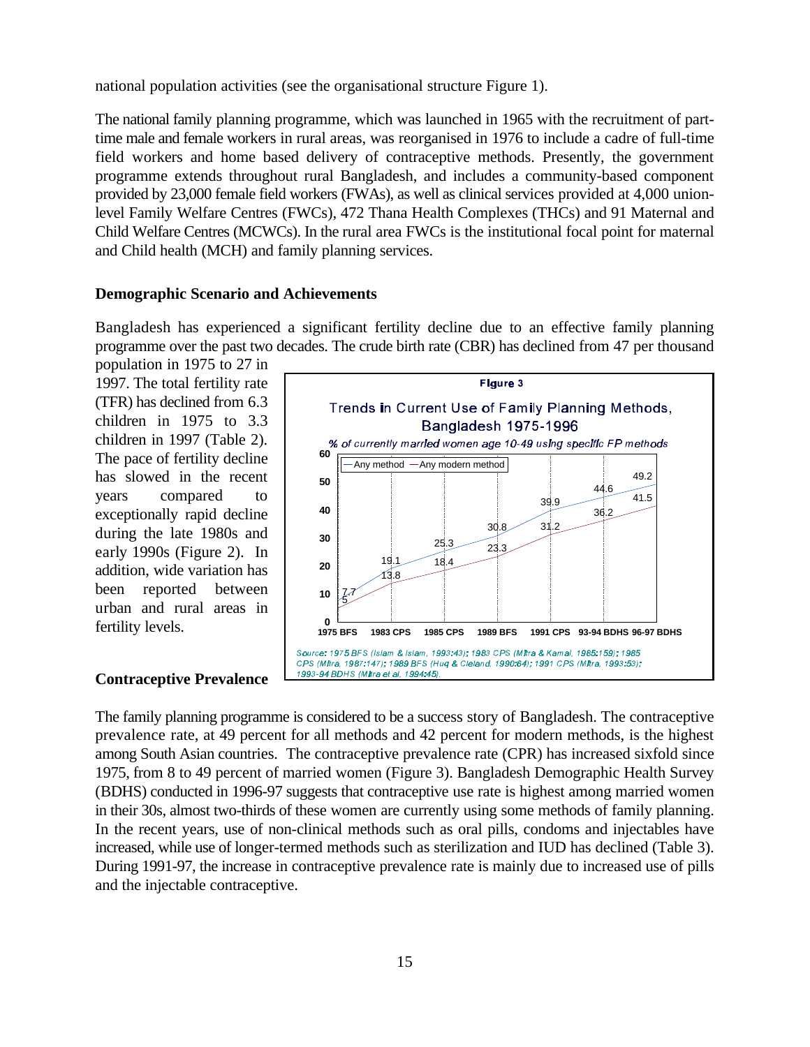national population activities (see the organisational structure Figure 1).

The national family planning programme, which was launched in 1965 with the recruitment of part-time male and female workers in rural areas, was reorganised in 1976 to include a cadre of full-time field workers and home based delivery of contraceptive methods. Presently, the government programme extends throughout rural Bangladesh, and includes a community-based component provided by 23,000 female field workers (FWAs), as well as clinical services provided at 4,000 union-level Family Welfare Centres (FWCs), 472 Thana Health Complexes (THCs) and 91 Maternal and Child Welfare Centres (MCWCs). In the rural area FWCs is the institutional focal point for maternal and Child health (MCH) and family planning services.

**Demographic Scenario and Achievements**

Bangladesh has experienced a significant fertility decline due to an effective family planning programme over the past two decades. The crude birth rate (CBR) has declined from 47 per thousand population in 1975 to 27 in 1997. The total fertility rate (TFR) has declined from 6.3 children in 1975 to 3.3 children in 1997 (Table 2). The pace of fertility decline has slowed in the recent years compared to exceptionally rapid decline during the late 1980s and early 1990s (Figure 2). In addition, wide variation has been reported between urban and rural areas in fertility levels.

**Figure 3**

**Trends in Current Use of Family Planning Methods, Bangladesh 1975-1996**

*% of currently married women age 10-49 using specific FP methods*

| Survey | Any method | Any modern method |
|---|---|---|
| 1975 BFS | 7.7 | 5 |
| 1983 CPS | 19.1 | 13.8 |
| 1985 CPS | 25.3 | 18.4 |
| 1989 BFS | 30.8 | 23.3 |
| 1991 CPS | 39.9 | 31.2 |
| 93-94 BDHS | 44.6 | 36.2 |
| 96-97 BDHS | 49.2 | 41.5 |

*Source: 1975 BFS (Islam & Islam, 1993:43); 1983 CPS (Mitra & Kamal, 1985:159); 1985 CPS (Mitra, 1987:147); 1989 BFS (Huq & Cleland, 1990:64); 1991 CPS (Mitra, 1993:53); 1993-94 BDHS (Mitra et al, 1994:45).*

**Contraceptive Prevalence**

The family planning programme is considered to be a success story of Bangladesh. The contraceptive prevalence rate, at 49 percent for all methods and 42 percent for modern methods, is the highest among South Asian countries. The contraceptive prevalence rate (CPR) has increased sixfold since 1975, from 8 to 49 percent of married women (Figure 3). Bangladesh Demographic Health Survey (BDHS) conducted in 1996-97 suggests that contraceptive use rate is highest among married women in their 30s, almost two-thirds of these women are currently using some methods of family planning. In the recent years, use of non-clinical methods such as oral pills, condoms and injectables have increased, while use of longer-termed methods such as sterilization and IUD has declined (Table 3). During 1991-97, the increase in contraceptive prevalence rate is mainly due to increased use of pills and the injectable contraceptive.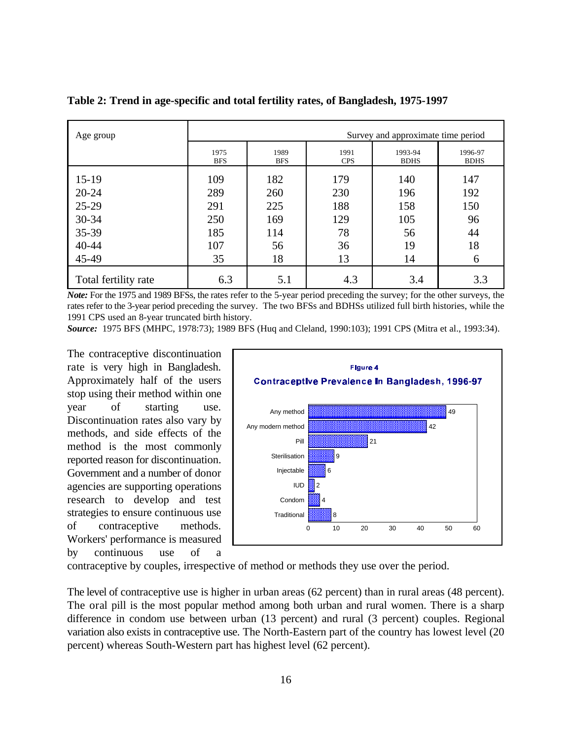**Table 2: Trend in age-specific and total fertility rates, of Bangladesh, 1975-1997**

| Age group | Survey and approximate time period | | | | |
|---|---|---|---|---|---|
| | 1975 BFS | 1989 BFS | 1991 CPS | 1993-94 BDHS | 1996-97 BDHS |
| 15-19 | 109 | 182 | 179 | 140 | 147 |
| 20-24 | 289 | 260 | 230 | 196 | 192 |
| 25-29 | 291 | 225 | 188 | 158 | 150 |
| 30-34 | 250 | 169 | 129 | 105 | 96 |
| 35-39 | 185 | 114 | 78 | 56 | 44 |
| 40-44 | 107 | 56 | 36 | 19 | 18 |
| 45-49 | 35 | 18 | 13 | 14 | 6 |
| Total fertility rate | 6.3 | 5.1 | 4.3 | 3.4 | 3.3 |

***Note:*** For the 1975 and 1989 BFSs, the rates refer to the 5-year period preceding the survey; for the other surveys, the rates refer to the 3-year period preceding the survey. The two BFSs and BDHSs utilized full birth histories, while the 1991 CPS used an 8-year truncated birth history.

***Source:*** 1975 BFS (MHPC, 1978:73); 1989 BFS (Huq and Cleland, 1990:103); 1991 CPS (Mitra et al., 1993:34).

The contraceptive discontinuation rate is very high in Bangladesh. Approximately half of the users stop using their method within one year of starting use. Discontinuation rates also vary by methods, and side effects of the method is the most commonly reported reason for discontinuation. Government and a number of donor agencies are supporting operations research to develop and test strategies to ensure continuous use of contraceptive methods. Workers' performance is measured by continuous use of a contraceptive by couples, irrespective of method or methods they use over the period.

**Figure 4**

**Contraceptive Prevalence In Bangladesh, 1996-97**

| Method | Percent |
|---|---|
| Any method | 49 |
| Any modern method | 42 |
| Pill | 21 |
| Sterilisation | 9 |
| Injectable | 6 |
| IUD | 2 |
| Condom | 4 |
| Traditional | 8 |

The level of contraceptive use is higher in urban areas (62 percent) than in rural areas (48 percent). The oral pill is the most popular method among both urban and rural women. There is a sharp difference in condom use between urban (13 percent) and rural (3 percent) couples. Regional variation also exists in contraceptive use. The North-Eastern part of the country has lowest level (20 percent) whereas South-Western part has highest level (62 percent).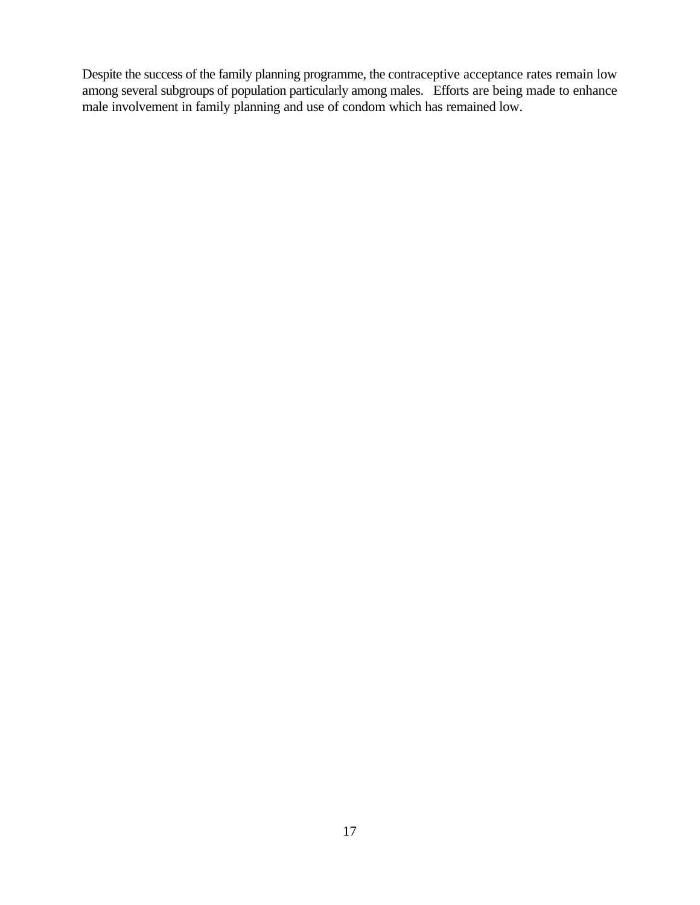Despite the success of the family planning programme, the contraceptive acceptance rates remain low among several subgroups of population particularly among males. Efforts are being made to enhance male involvement in family planning and use of condom which has remained low.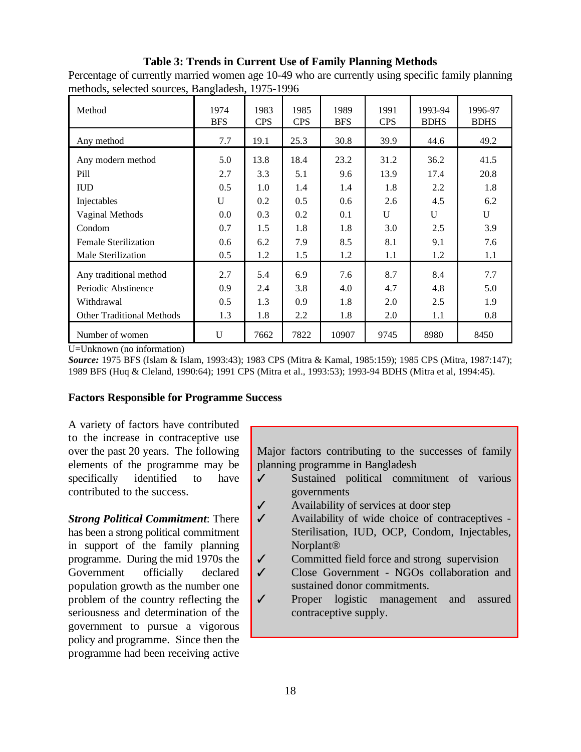**Table 3: Trends in Current Use of Family Planning Methods**

Percentage of currently married women age 10-49 who are currently using specific family planning methods, selected sources, Bangladesh, 1975-1996

| Method | 1974 BFS | 1983 CPS | 1985 CPS | 1989 BFS | 1991 CPS | 1993-94 BDHS | 1996-97 BDHS |
|---|---|---|---|---|---|---|---|
| Any method | 7.7 | 19.1 | 25.3 | 30.8 | 39.9 | 44.6 | 49.2 |
| Any modern method | 5.0 | 13.8 | 18.4 | 23.2 | 31.2 | 36.2 | 41.5 |
| Pill | 2.7 | 3.3 | 5.1 | 9.6 | 13.9 | 17.4 | 20.8 |
| IUD | 0.5 | 1.0 | 1.4 | 1.4 | 1.8 | 2.2 | 1.8 |
| Injectables | U | 0.2 | 0.5 | 0.6 | 2.6 | 4.5 | 6.2 |
| Vaginal Methods | 0.0 | 0.3 | 0.2 | 0.1 | U | U | U |
| Condom | 0.7 | 1.5 | 1.8 | 1.8 | 3.0 | 2.5 | 3.9 |
| Female Sterilization | 0.6 | 6.2 | 7.9 | 8.5 | 8.1 | 9.1 | 7.6 |
| Male Sterilization | 0.5 | 1.2 | 1.5 | 1.2 | 1.1 | 1.2 | 1.1 |
| Any traditional method | 2.7 | 5.4 | 6.9 | 7.6 | 8.7 | 8.4 | 7.7 |
| Periodic Abstinence | 0.9 | 2.4 | 3.8 | 4.0 | 4.7 | 4.8 | 5.0 |
| Withdrawal | 0.5 | 1.3 | 0.9 | 1.8 | 2.0 | 2.5 | 1.9 |
| Other Traditional Methods | 1.3 | 1.8 | 2.2 | 1.8 | 2.0 | 1.1 | 0.8 |
| Number of women | U | 7662 | 7822 | 10907 | 9745 | 8980 | 8450 |

U=Unknown (no information)

***Source:*** 1975 BFS (Islam & Islam, 1993:43); 1983 CPS (Mitra & Kamal, 1985:159); 1985 CPS (Mitra, 1987:147); 1989 BFS (Huq & Cleland, 1990:64); 1991 CPS (Mitra et al., 1993:53); 1993-94 BDHS (Mitra et al, 1994:45).

**Factors Responsible for Programme Success**

A variety of factors have contributed to the increase in contraceptive use over the past 20 years. The following elements of the programme may be specifically identified to have contributed to the success.

> Major factors contributing to the successes of family planning programme in Bangladesh
>
> ✓ Sustained political commitment of various governments
>
> ✓ Availability of services at door step
>
> ✓ Availability of wide choice of contraceptives - Sterilisation, IUD, OCP, Condom, Injectables, Norplant®
>
> ✓ Committed field force and strong supervision
>
> ✓ Close Government - NGOs collaboration and sustained donor commitments.
>
> ✓ Proper logistic management and assured contraceptive supply.

***Strong Political Commitment***: There has been a strong political commitment in support of the family planning programme. During the mid 1970s the Government officially declared population growth as the number one problem of the country reflecting the seriousness and determination of the government to pursue a vigorous policy and programme. Since then the programme had been receiving active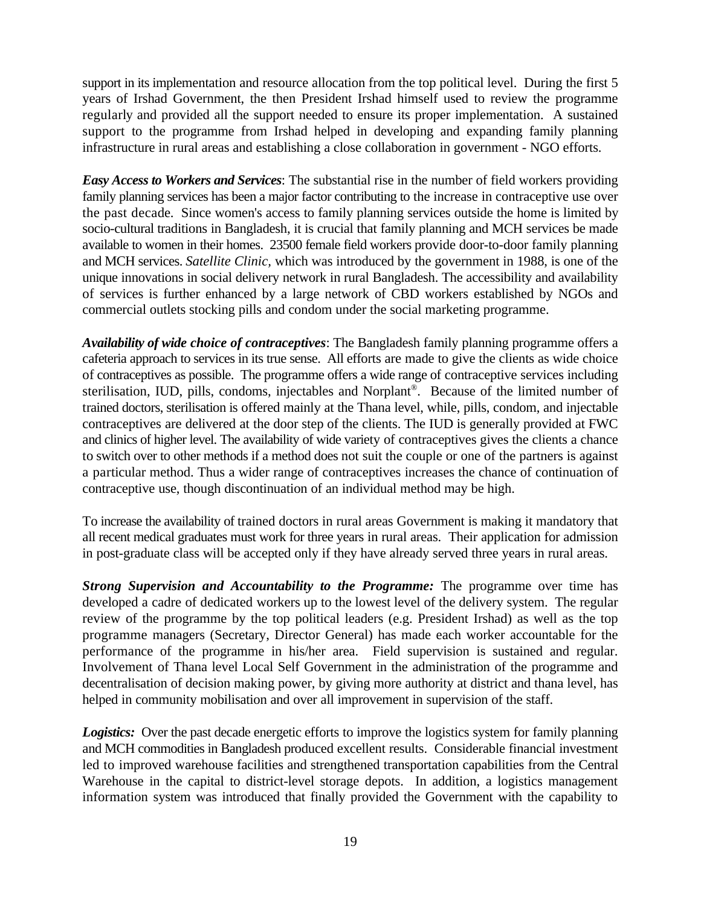support in its implementation and resource allocation from the top political level. During the first 5 years of Irshad Government, the then President Irshad himself used to review the programme regularly and provided all the support needed to ensure its proper implementation. A sustained support to the programme from Irshad helped in developing and expanding family planning infrastructure in rural areas and establishing a close collaboration in government - NGO efforts.

***Easy Access to Workers and Services***: The substantial rise in the number of field workers providing family planning services has been a major factor contributing to the increase in contraceptive use over the past decade. Since women's access to family planning services outside the home is limited by socio-cultural traditions in Bangladesh, it is crucial that family planning and MCH services be made available to women in their homes. 23500 female field workers provide door-to-door family planning and MCH services. *Satellite Clinic*, which was introduced by the government in 1988, is one of the unique innovations in social delivery network in rural Bangladesh. The accessibility and availability of services is further enhanced by a large network of CBD workers established by NGOs and commercial outlets stocking pills and condom under the social marketing programme.

***Availability of wide choice of contraceptives***: The Bangladesh family planning programme offers a cafeteria approach to services in its true sense. All efforts are made to give the clients as wide choice of contraceptives as possible. The programme offers a wide range of contraceptive services including sterilisation, IUD, pills, condoms, injectables and Norplant®. Because of the limited number of trained doctors, sterilisation is offered mainly at the Thana level, while, pills, condom, and injectable contraceptives are delivered at the door step of the clients. The IUD is generally provided at FWC and clinics of higher level. The availability of wide variety of contraceptives gives the clients a chance to switch over to other methods if a method does not suit the couple or one of the partners is against a particular method. Thus a wider range of contraceptives increases the chance of continuation of contraceptive use, though discontinuation of an individual method may be high.

To increase the availability of trained doctors in rural areas Government is making it mandatory that all recent medical graduates must work for three years in rural areas. Their application for admission in post-graduate class will be accepted only if they have already served three years in rural areas.

***Strong Supervision and Accountability to the Programme:*** The programme over time has developed a cadre of dedicated workers up to the lowest level of the delivery system. The regular review of the programme by the top political leaders (e.g. President Irshad) as well as the top programme managers (Secretary, Director General) has made each worker accountable for the performance of the programme in his/her area. Field supervision is sustained and regular. Involvement of Thana level Local Self Government in the administration of the programme and decentralisation of decision making power, by giving more authority at district and thana level, has helped in community mobilisation and over all improvement in supervision of the staff.

***Logistics:*** Over the past decade energetic efforts to improve the logistics system for family planning and MCH commodities in Bangladesh produced excellent results. Considerable financial investment led to improved warehouse facilities and strengthened transportation capabilities from the Central Warehouse in the capital to district-level storage depots. In addition, a logistics management information system was introduced that finally provided the Government with the capability to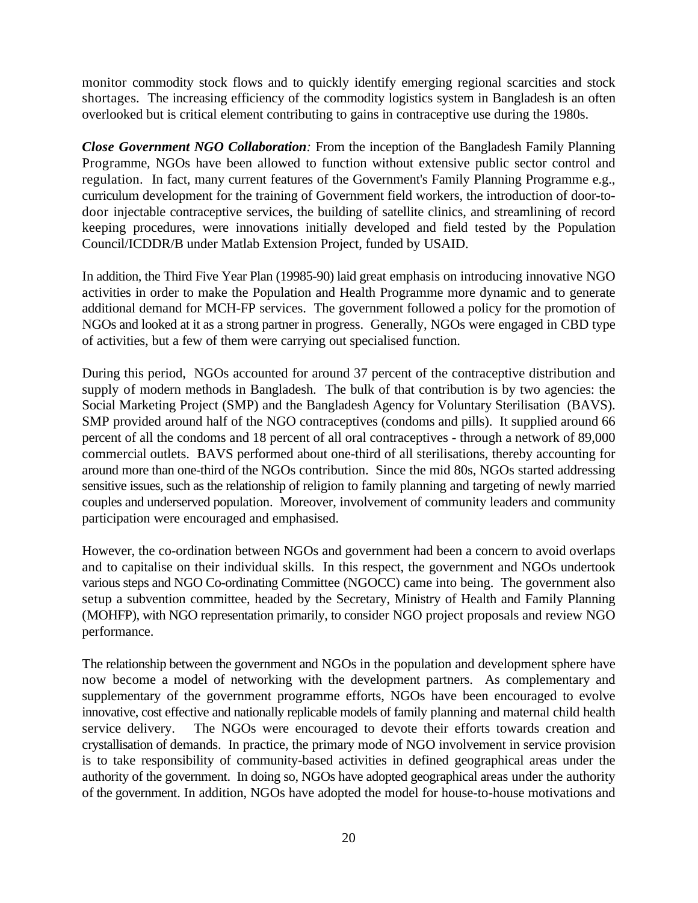monitor commodity stock flows and to quickly identify emerging regional scarcities and stock shortages. The increasing efficiency of the commodity logistics system in Bangladesh is an often overlooked but is critical element contributing to gains in contraceptive use during the 1980s.

***Close Government NGO Collaboration****:* From the inception of the Bangladesh Family Planning Programme, NGOs have been allowed to function without extensive public sector control and regulation. In fact, many current features of the Government's Family Planning Programme e.g., curriculum development for the training of Government field workers, the introduction of door-to-door injectable contraceptive services, the building of satellite clinics, and streamlining of record keeping procedures, were innovations initially developed and field tested by the Population Council/ICDDR/B under Matlab Extension Project, funded by USAID.

In addition, the Third Five Year Plan (19985-90) laid great emphasis on introducing innovative NGO activities in order to make the Population and Health Programme more dynamic and to generate additional demand for MCH-FP services. The government followed a policy for the promotion of NGOs and looked at it as a strong partner in progress. Generally, NGOs were engaged in CBD type of activities, but a few of them were carrying out specialised function.

During this period, NGOs accounted for around 37 percent of the contraceptive distribution and supply of modern methods in Bangladesh. The bulk of that contribution is by two agencies: the Social Marketing Project (SMP) and the Bangladesh Agency for Voluntary Sterilisation (BAVS). SMP provided around half of the NGO contraceptives (condoms and pills). It supplied around 66 percent of all the condoms and 18 percent of all oral contraceptives - through a network of 89,000 commercial outlets. BAVS performed about one-third of all sterilisations, thereby accounting for around more than one-third of the NGOs contribution. Since the mid 80s, NGOs started addressing sensitive issues, such as the relationship of religion to family planning and targeting of newly married couples and underserved population. Moreover, involvement of community leaders and community participation were encouraged and emphasised.

However, the co-ordination between NGOs and government had been a concern to avoid overlaps and to capitalise on their individual skills. In this respect, the government and NGOs undertook various steps and NGO Co-ordinating Committee (NGOCC) came into being. The government also setup a subvention committee, headed by the Secretary, Ministry of Health and Family Planning (MOHFP), with NGO representation primarily, to consider NGO project proposals and review NGO performance.

The relationship between the government and NGOs in the population and development sphere have now become a model of networking with the development partners. As complementary and supplementary of the government programme efforts, NGOs have been encouraged to evolve innovative, cost effective and nationally replicable models of family planning and maternal child health service delivery. The NGOs were encouraged to devote their efforts towards creation and crystallisation of demands. In practice, the primary mode of NGO involvement in service provision is to take responsibility of community-based activities in defined geographical areas under the authority of the government. In doing so, NGOs have adopted geographical areas under the authority of the government. In addition, NGOs have adopted the model for house-to-house motivations and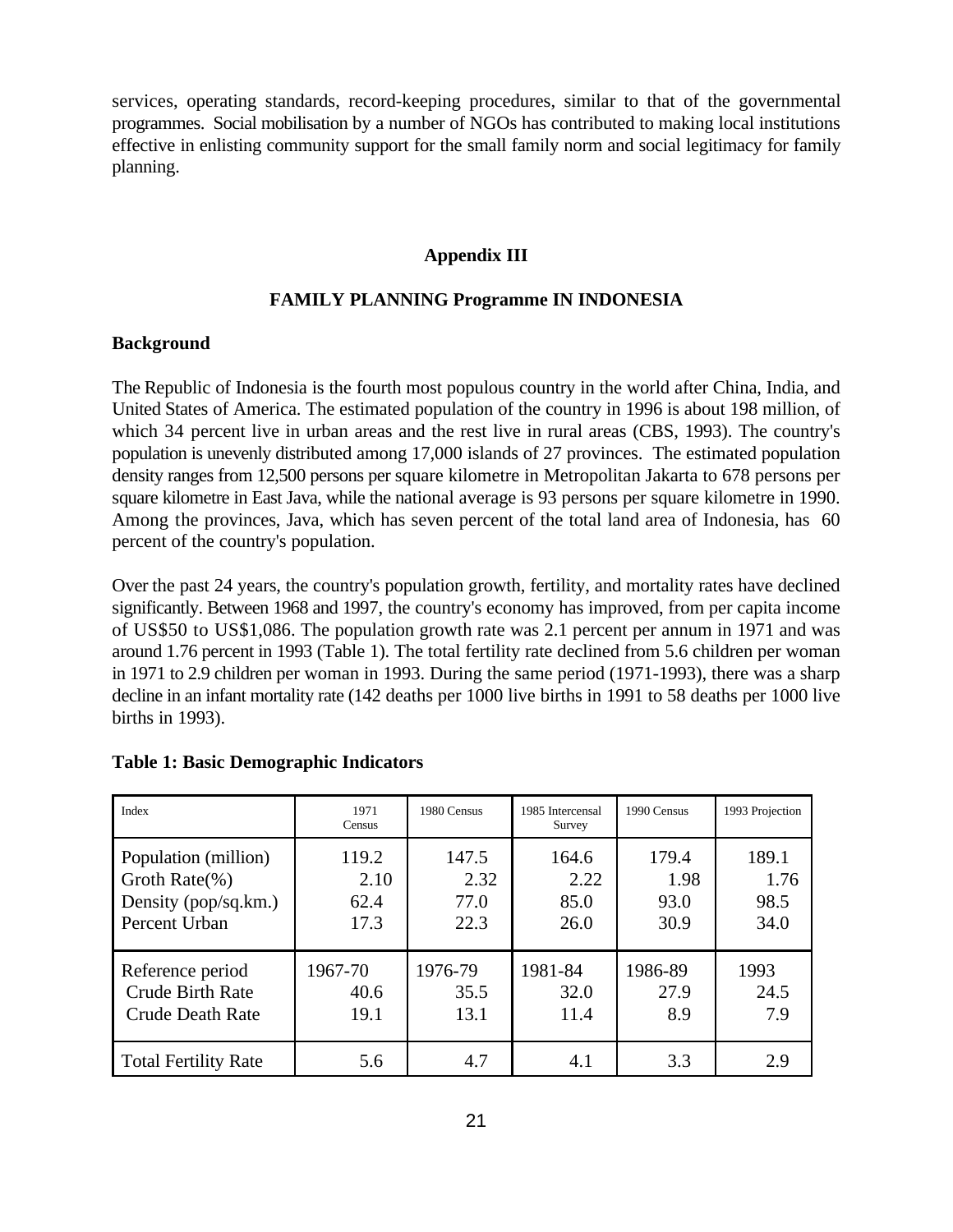services, operating standards, record-keeping procedures, similar to that of the governmental programmes. Social mobilisation by a number of NGOs has contributed to making local institutions effective in enlisting community support for the small family norm and social legitimacy for family planning.

## Appendix III

## FAMILY PLANNING Programme IN INDONESIA

### Background

The Republic of Indonesia is the fourth most populous country in the world after China, India, and United States of America. The estimated population of the country in 1996 is about 198 million, of which 34 percent live in urban areas and the rest live in rural areas (CBS, 1993). The country's population is unevenly distributed among 17,000 islands of 27 provinces. The estimated population density ranges from 12,500 persons per square kilometre in Metropolitan Jakarta to 678 persons per square kilometre in East Java, while the national average is 93 persons per square kilometre in 1990. Among the provinces, Java, which has seven percent of the total land area of Indonesia, has 60 percent of the country's population.

Over the past 24 years, the country's population growth, fertility, and mortality rates have declined significantly. Between 1968 and 1997, the country's economy has improved, from per capita income of US$50 to US$1,086. The population growth rate was 2.1 percent per annum in 1971 and was around 1.76 percent in 1993 (Table 1). The total fertility rate declined from 5.6 children per woman in 1971 to 2.9 children per woman in 1993. During the same period (1971-1993), there was a sharp decline in an infant mortality rate (142 deaths per 1000 live births in 1991 to 58 deaths per 1000 live births in 1993).

**Table 1: Basic Demographic Indicators**

| Index | 1971 Census | 1980 Census | 1985 Intercensal Survey | 1990 Census | 1993 Projection |
|---|---|---|---|---|---|
| Population (million) | 119.2 | 147.5 | 164.6 | 179.4 | 189.1 |
| Groth Rate(%) | 2.10 | 2.32 | 2.22 | 1.98 | 1.76 |
| Density (pop/sq.km.) | 62.4 | 77.0 | 85.0 | 93.0 | 98.5 |
| Percent Urban | 17.3 | 22.3 | 26.0 | 30.9 | 34.0 |
| Reference period | 1967-70 | 1976-79 | 1981-84 | 1986-89 | 1993 |
| Crude Birth Rate | 40.6 | 35.5 | 32.0 | 27.9 | 24.5 |
| Crude Death Rate | 19.1 | 13.1 | 11.4 | 8.9 | 7.9 |
| Total Fertility Rate | 5.6 | 4.7 | 4.1 | 3.3 | 2.9 |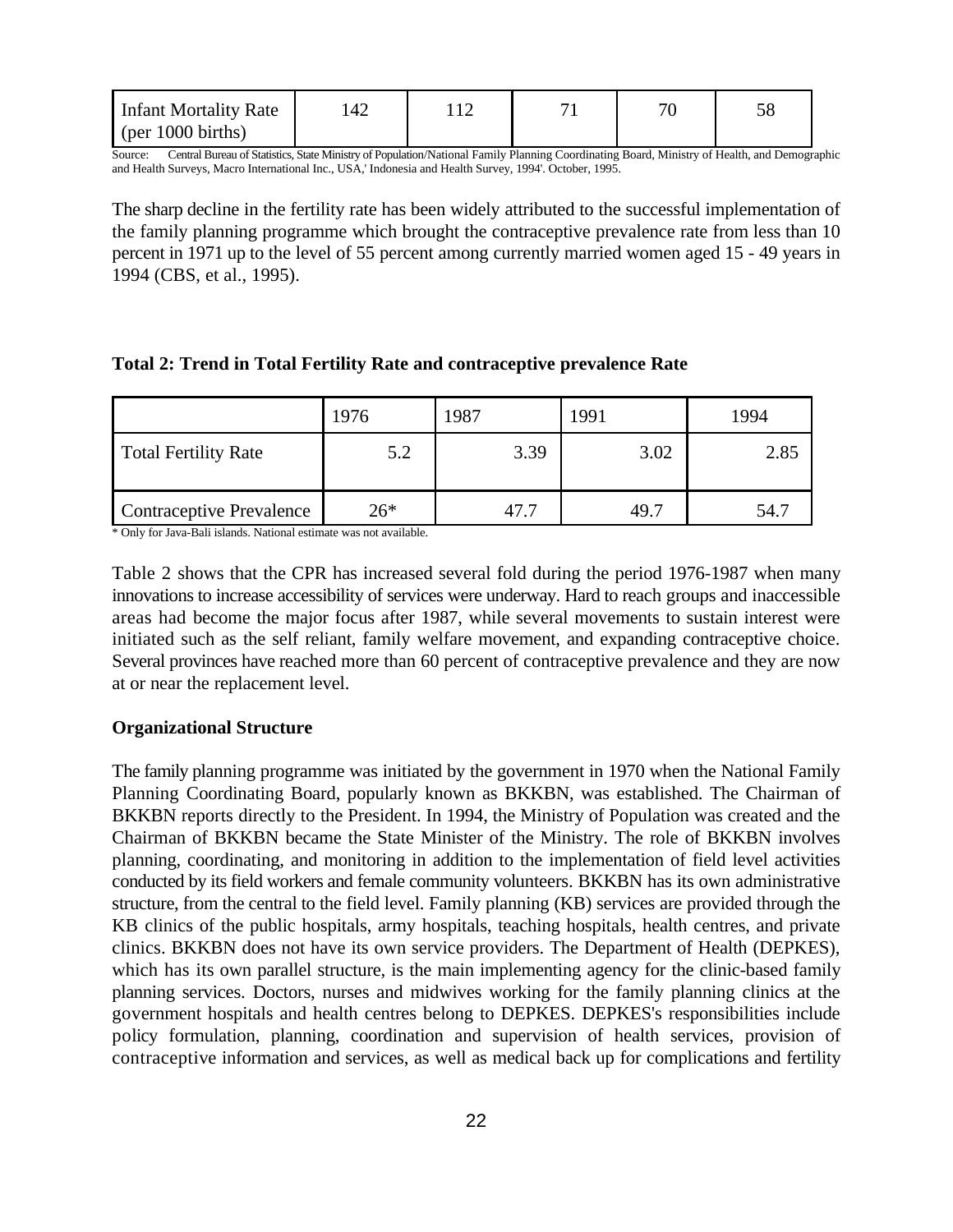| Infant Mortality Rate (per 1000 births) | 142 | 112 | 71 | 70 | 58 |
|---|---|---|---|---|---|

Source: Central Bureau of Statistics, State Ministry of Population/National Family Planning Coordinating Board, Ministry of Health, and Demographic and Health Surveys, Macro International Inc., USA,' Indonesia and Health Survey, 1994'. October, 1995.

The sharp decline in the fertility rate has been widely attributed to the successful implementation of the family planning programme which brought the contraceptive prevalence rate from less than 10 percent in 1971 up to the level of 55 percent among currently married women aged 15 - 49 years in 1994 (CBS, et al., 1995).

**Total 2: Trend in Total Fertility Rate and contraceptive prevalence Rate**

| | 1976 | 1987 | 1991 | 1994 |
|---|---|---|---|---|
| Total Fertility Rate | 5.2 | 3.39 | 3.02 | 2.85 |
| Contraceptive Prevalence | 26* | 47.7 | 49.7 | 54.7 |

\* Only for Java-Bali islands. National estimate was not available.

Table 2 shows that the CPR has increased several fold during the period 1976-1987 when many innovations to increase accessibility of services were underway. Hard to reach groups and inaccessible areas had become the major focus after 1987, while several movements to sustain interest were initiated such as the self reliant, family welfare movement, and expanding contraceptive choice. Several provinces have reached more than 60 percent of contraceptive prevalence and they are now at or near the replacement level.

**Organizational Structure**

The family planning programme was initiated by the government in 1970 when the National Family Planning Coordinating Board, popularly known as BKKBN, was established. The Chairman of BKKBN reports directly to the President. In 1994, the Ministry of Population was created and the Chairman of BKKBN became the State Minister of the Ministry. The role of BKKBN involves planning, coordinating, and monitoring in addition to the implementation of field level activities conducted by its field workers and female community volunteers. BKKBN has its own administrative structure, from the central to the field level. Family planning (KB) services are provided through the KB clinics of the public hospitals, army hospitals, teaching hospitals, health centres, and private clinics. BKKBN does not have its own service providers. The Department of Health (DEPKES), which has its own parallel structure, is the main implementing agency for the clinic-based family planning services. Doctors, nurses and midwives working for the family planning clinics at the government hospitals and health centres belong to DEPKES. DEPKES's responsibilities include policy formulation, planning, coordination and supervision of health services, provision of contraceptive information and services, as well as medical back up for complications and fertility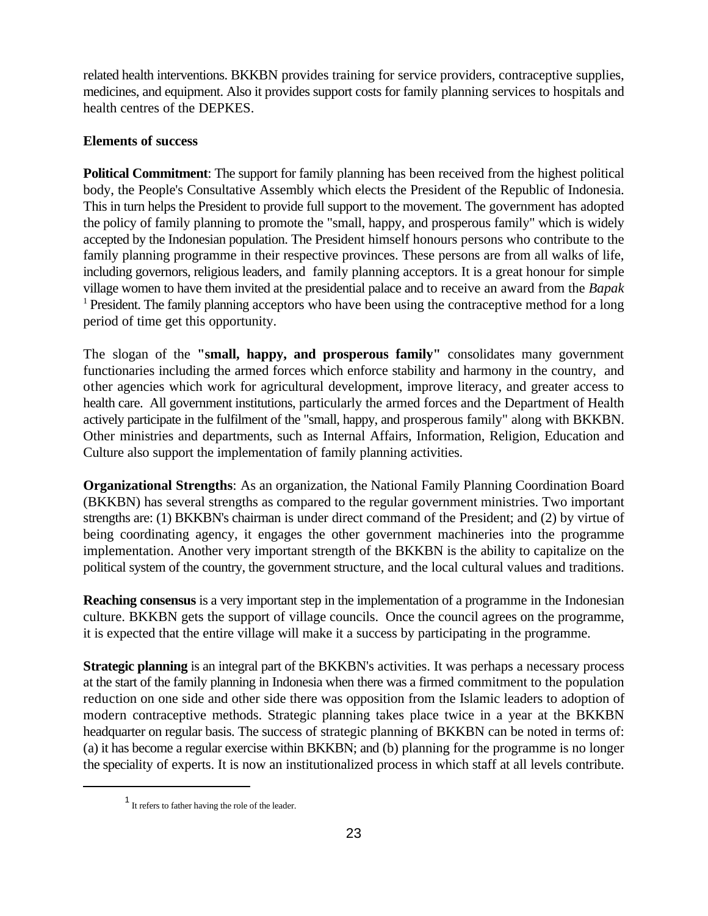related health interventions. BKKBN provides training for service providers, contraceptive supplies, medicines, and equipment. Also it provides support costs for family planning services to hospitals and health centres of the DEPKES.

**Elements of success**

**Political Commitment**: The support for family planning has been received from the highest political body, the People's Consultative Assembly which elects the President of the Republic of Indonesia. This in turn helps the President to provide full support to the movement. The government has adopted the policy of family planning to promote the "small, happy, and prosperous family" which is widely accepted by the Indonesian population. The President himself honours persons who contribute to the family planning programme in their respective provinces. These persons are from all walks of life, including governors, religious leaders, and family planning acceptors. It is a great honour for simple village women to have them invited at the presidential palace and to receive an award from the *Bapak* [1] President. The family planning acceptors who have been using the contraceptive method for a long period of time get this opportunity.

The slogan of the **"small, happy, and prosperous family"** consolidates many government functionaries including the armed forces which enforce stability and harmony in the country, and other agencies which work for agricultural development, improve literacy, and greater access to health care. All government institutions, particularly the armed forces and the Department of Health actively participate in the fulfilment of the "small, happy, and prosperous family" along with BKKBN. Other ministries and departments, such as Internal Affairs, Information, Religion, Education and Culture also support the implementation of family planning activities.

**Organizational Strengths**: As an organization, the National Family Planning Coordination Board (BKKBN) has several strengths as compared to the regular government ministries. Two important strengths are: (1) BKKBN's chairman is under direct command of the President; and (2) by virtue of being coordinating agency, it engages the other government machineries into the programme implementation. Another very important strength of the BKKBN is the ability to capitalize on the political system of the country, the government structure, and the local cultural values and traditions.

**Reaching consensus** is a very important step in the implementation of a programme in the Indonesian culture. BKKBN gets the support of village councils. Once the council agrees on the programme, it is expected that the entire village will make it a success by participating in the programme.

**Strategic planning** is an integral part of the BKKBN's activities. It was perhaps a necessary process at the start of the family planning in Indonesia when there was a firmed commitment to the population reduction on one side and other side there was opposition from the Islamic leaders to adoption of modern contraceptive methods. Strategic planning takes place twice in a year at the BKKBN headquarter on regular basis. The success of strategic planning of BKKBN can be noted in terms of: (a) it has become a regular exercise within BKKBN; and (b) planning for the programme is no longer the speciality of experts. It is now an institutionalized process in which staff at all levels contribute.

---

[1] It refers to father having the role of the leader.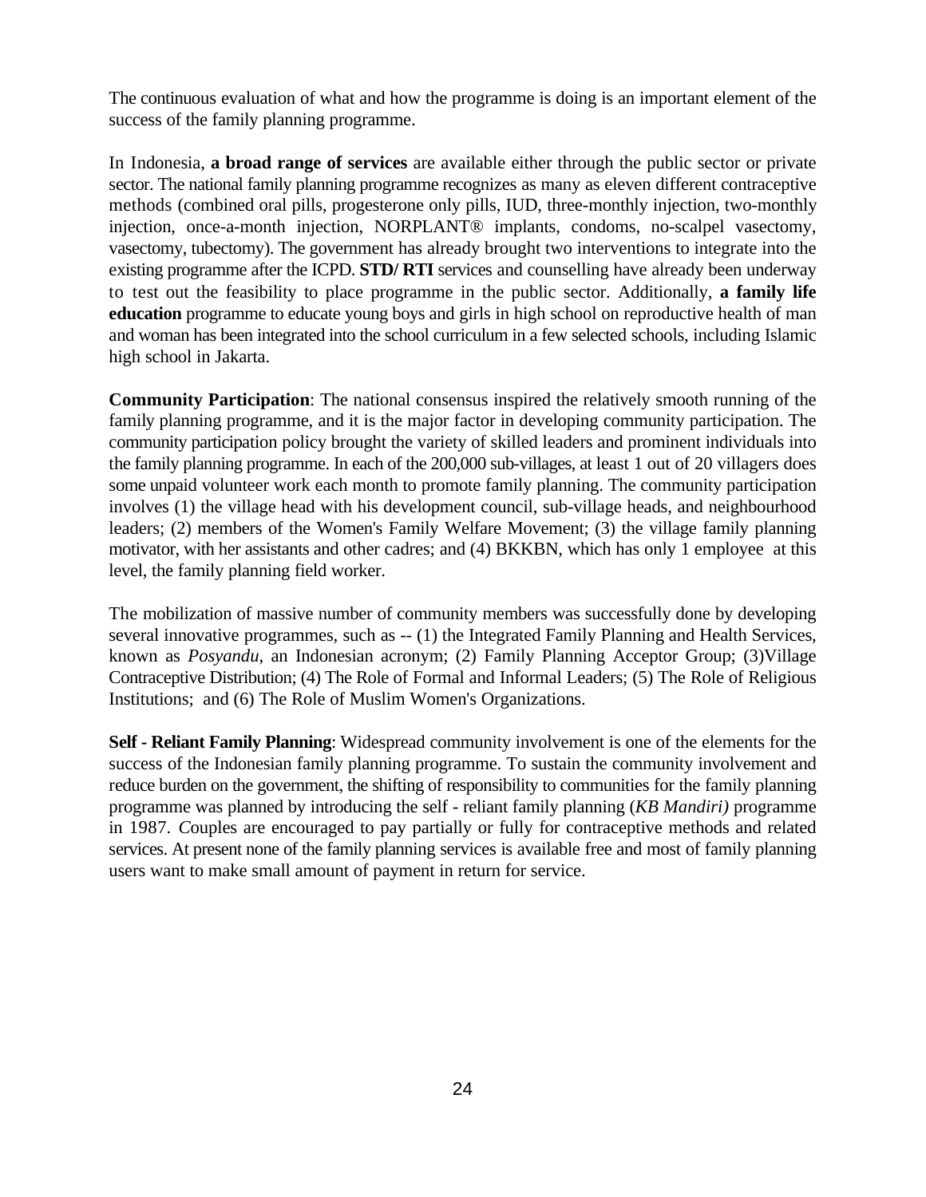The continuous evaluation of what and how the programme is doing is an important element of the success of the family planning programme.

In Indonesia, **a broad range of services** are available either through the public sector or private sector. The national family planning programme recognizes as many as eleven different contraceptive methods (combined oral pills, progesterone only pills, IUD, three-monthly injection, two-monthly injection, once-a-month injection, NORPLANT® implants, condoms, no-scalpel vasectomy, vasectomy, tubectomy). The government has already brought two interventions to integrate into the existing programme after the ICPD. **STD/ RTI** services and counselling have already been underway to test out the feasibility to place programme in the public sector. Additionally, **a family life education** programme to educate young boys and girls in high school on reproductive health of man and woman has been integrated into the school curriculum in a few selected schools, including Islamic high school in Jakarta.

**Community Participation**: The national consensus inspired the relatively smooth running of the family planning programme, and it is the major factor in developing community participation. The community participation policy brought the variety of skilled leaders and prominent individuals into the family planning programme. In each of the 200,000 sub-villages, at least 1 out of 20 villagers does some unpaid volunteer work each month to promote family planning. The community participation involves (1) the village head with his development council, sub-village heads, and neighbourhood leaders; (2) members of the Women's Family Welfare Movement; (3) the village family planning motivator, with her assistants and other cadres; and (4) BKKBN, which has only 1 employee at this level, the family planning field worker.

The mobilization of massive number of community members was successfully done by developing several innovative programmes, such as -- (1) the Integrated Family Planning and Health Services, known as *Posyandu*, an Indonesian acronym; (2) Family Planning Acceptor Group; (3)Village Contraceptive Distribution; (4) The Role of Formal and Informal Leaders; (5) The Role of Religious Institutions; and (6) The Role of Muslim Women's Organizations.

**Self - Reliant Family Planning**: Widespread community involvement is one of the elements for the success of the Indonesian family planning programme. To sustain the community involvement and reduce burden on the government, the shifting of responsibility to communities for the family planning programme was planned by introducing the self - reliant family planning (*KB Mandiri)* programme in 1987. Couples are encouraged to pay partially or fully for contraceptive methods and related services. At present none of the family planning services is available free and most of family planning users want to make small amount of payment in return for service.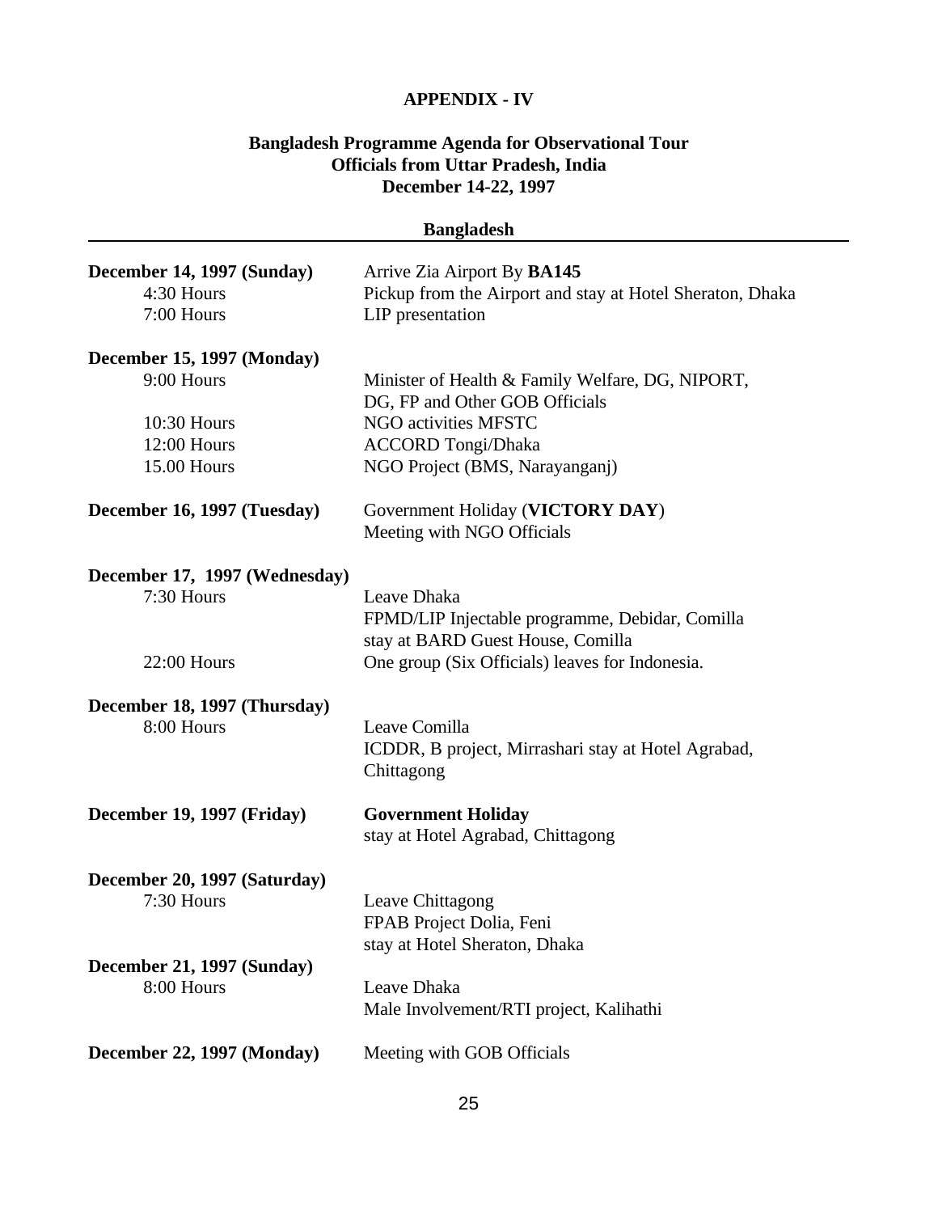# APPENDIX - IV

## Bangladesh Programme Agenda for Observational Tour
## Officials from Uttar Pradesh, India
## December 14-22, 1997

### Bangladesh

**December 14, 1997 (Sunday)** Arrive Zia Airport By **BA145**

4:30 Hours Pickup from the Airport and stay at Hotel Sheraton, Dhaka

7:00 Hours LIP presentation

**December 15, 1997 (Monday)**

9:00 Hours Minister of Health & Family Welfare, DG, NIPORT, DG, FP and Other GOB Officials

10:30 Hours NGO activities MFSTC

12:00 Hours ACCORD Tongi/Dhaka

15.00 Hours NGO Project (BMS, Narayanganj)

**December 16, 1997 (Tuesday)** Government Holiday (**VICTORY DAY**)
Meeting with NGO Officials

**December 17, 1997 (Wednesday)**

7:30 Hours Leave Dhaka
FPMD/LIP Injectable programme, Debidar, Comilla
stay at BARD Guest House, Comilla

22:00 Hours One group (Six Officials) leaves for Indonesia.

**December 18, 1997 (Thursday)**

8:00 Hours Leave Comilla
ICDDR, B project, Mirrashari stay at Hotel Agrabad, Chittagong

**December 19, 1997 (Friday)** **Government Holiday**
stay at Hotel Agrabad, Chittagong

**December 20, 1997 (Saturday)**

7:30 Hours Leave Chittagong
FPAB Project Dolia, Feni
stay at Hotel Sheraton, Dhaka

**December 21, 1997 (Sunday)**

8:00 Hours Leave Dhaka
Male Involvement/RTI project, Kalihathi

**December 22, 1997 (Monday)** Meeting with GOB Officials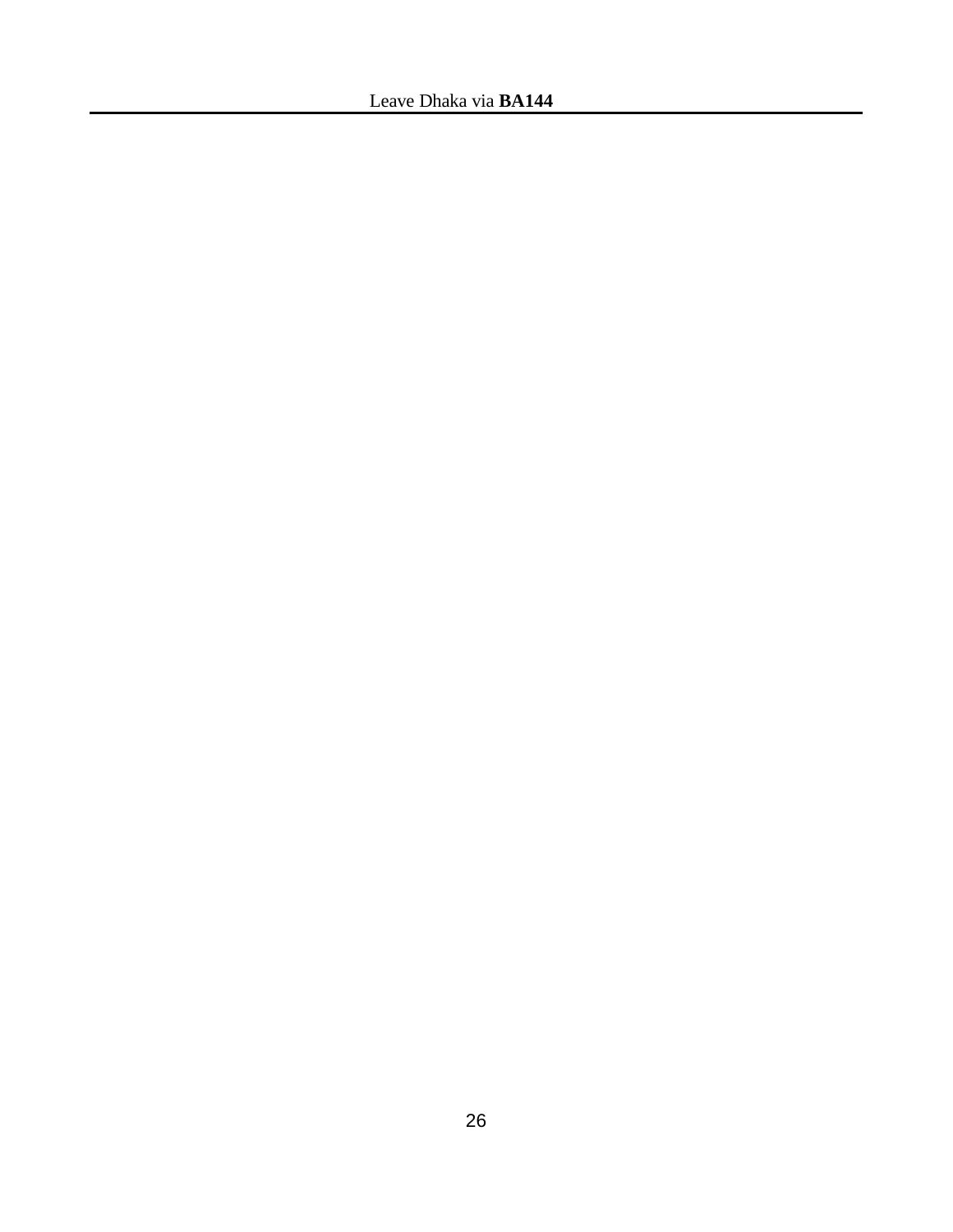Leave Dhaka via **BA144**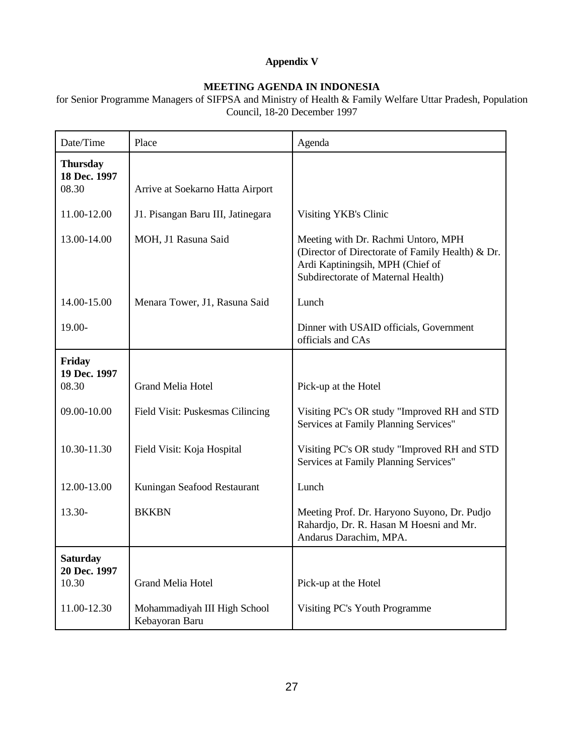**Appendix V**

**MEETING AGENDA IN INDONESIA**

for Senior Programme Managers of SIFPSA and Ministry of Health & Family Welfare Uttar Pradesh, Population Council, 18-20 December 1997

| Date/Time | Place | Agenda |
|---|---|---|
| **Thursday 18 Dec. 1997** | | |
| 08.30 | Arrive at Soekarno Hatta Airport | |
| 11.00-12.00 | J1. Pisangan Baru III, Jatinegara | Visiting YKB's Clinic |
| 13.00-14.00 | MOH, J1 Rasuna Said | Meeting with Dr. Rachmi Untoro, MPH (Director of Directorate of Family Health) & Dr. Ardi Kaptiningsih, MPH (Chief of Subdirectorate of Maternal Health) |
| 14.00-15.00 | Menara Tower, J1, Rasuna Said | Lunch |
| 19.00- | | Dinner with USAID officials, Government officials and CAs |
| **Friday 19 Dec. 1997** | | |
| 08.30 | Grand Melia Hotel | Pick-up at the Hotel |
| 09.00-10.00 | Field Visit: Puskesmas Cilincing | Visiting PC's OR study "Improved RH and STD Services at Family Planning Services" |
| 10.30-11.30 | Field Visit: Koja Hospital | Visiting PC's OR study "Improved RH and STD Services at Family Planning Services" |
| 12.00-13.00 | Kuningan Seafood Restaurant | Lunch |
| 13.30- | BKKBN | Meeting Prof. Dr. Haryono Suyono, Dr. Pudjo Rahardjo, Dr. R. Hasan M Hoesni and Mr. Andarus Darachim, MPA. |
| **Saturday 20 Dec. 1997** | | |
| 10.30 | Grand Melia Hotel | Pick-up at the Hotel |
| 11.00-12.30 | Mohammadiyah III High School Kebayoran Baru | Visiting PC's Youth Programme |